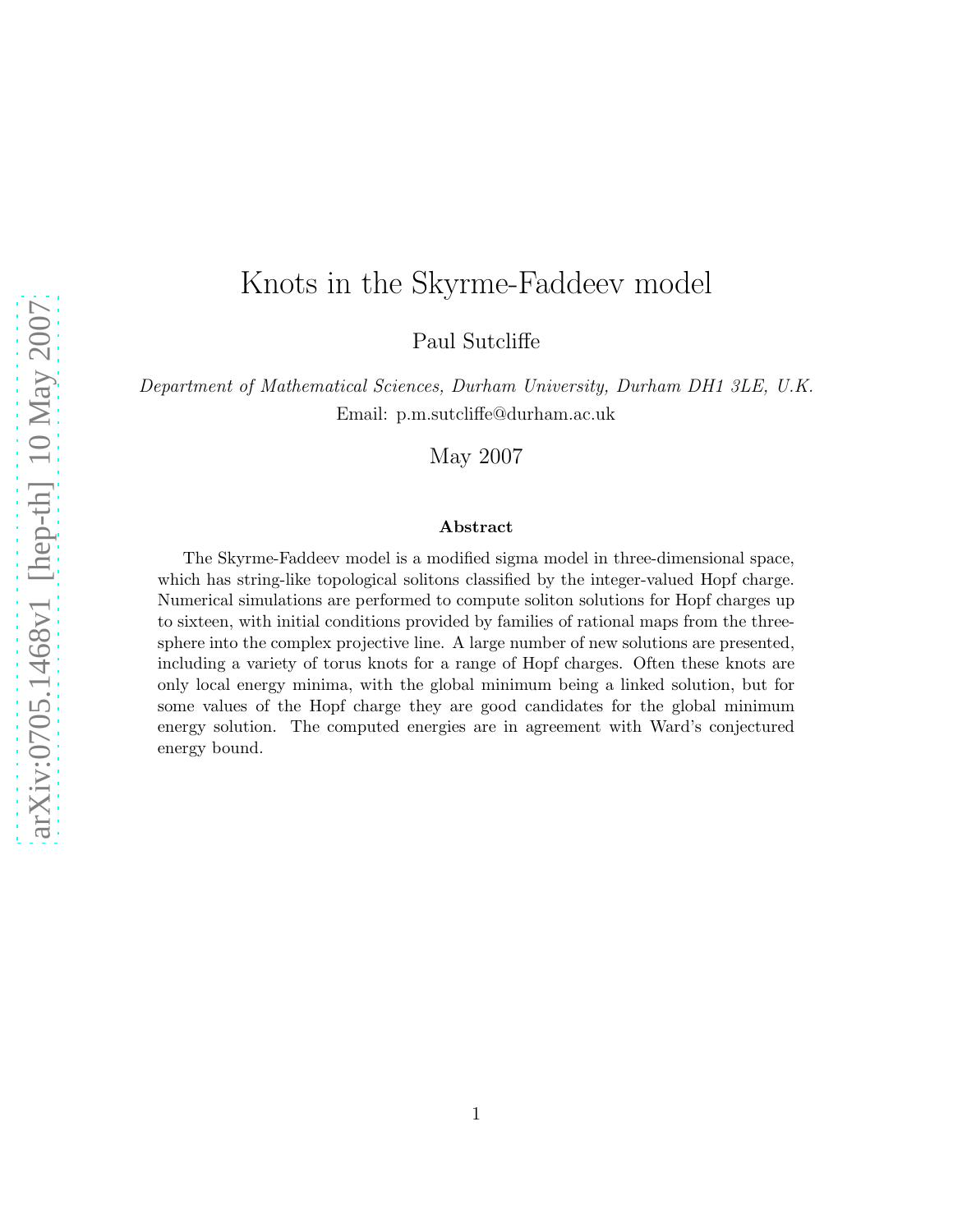# Knots in the Skyrme-Faddeev model

Paul Sutcliffe

*Department of Mathematical Sciences, Durham University, Durham DH1 3LE, U.K.*
Email: p.m.sutcliffe@durham.ac.uk

May 2007

### Abstract

The Skyrme-Faddeev model is a modified sigma model in three-dimensional space, which has string-like topological solitons classified by the integer-valued Hopf charge. Numerical simulations are performed to compute soliton solutions for Hopf charges up to sixteen, with initial conditions provided by families of rational maps from the three-sphere into the complex projective line. A large number of new solutions are presented, including a variety of torus knots for a range of Hopf charges. Often these knots are only local energy minima, with the global minimum being a linked solution, but for some values of the Hopf charge they are good candidates for the global minimum energy solution. The computed energies are in agreement with Ward's conjectured energy bound.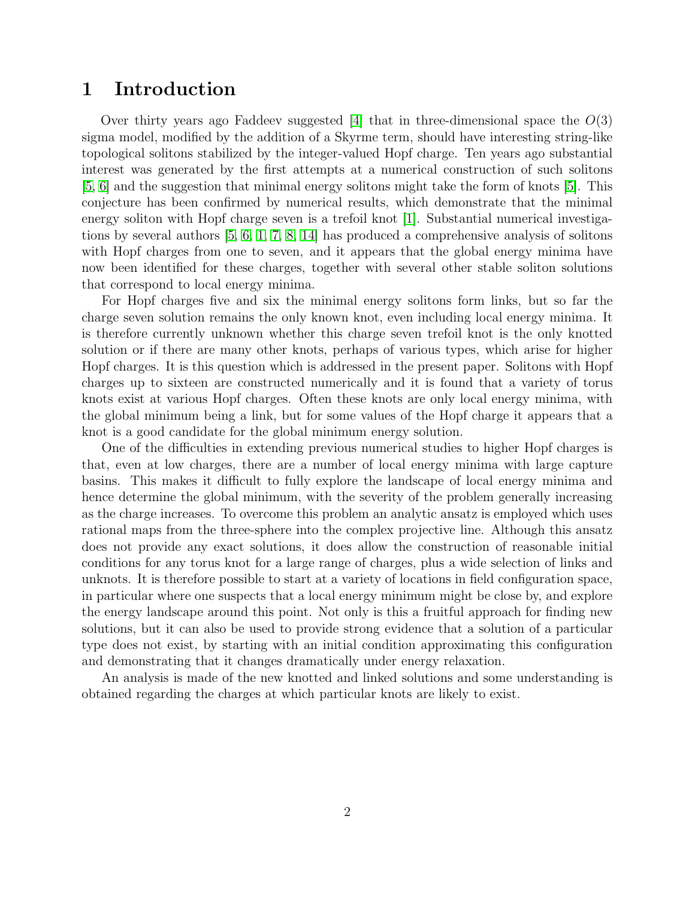# 1 Introduction

Over thirty years ago Faddeev suggested [4] that in three-dimensional space the $O(3)$ sigma model, modified by the addition of a Skyrme term, should have interesting string-like topological solitons stabilized by the integer-valued Hopf charge. Ten years ago substantial interest was generated by the first attempts at a numerical construction of such solitons [5, 6] and the suggestion that minimal energy solitons might take the form of knots [5]. This conjecture has been confirmed by numerical results, which demonstrate that the minimal energy soliton with Hopf charge seven is a trefoil knot [1]. Substantial numerical investigations by several authors [5, 6, 1, 7, 8, 14] has produced a comprehensive analysis of solitons with Hopf charges from one to seven, and it appears that the global energy minima have now been identified for these charges, together with several other stable soliton solutions that correspond to local energy minima.

For Hopf charges five and six the minimal energy solitons form links, but so far the charge seven solution remains the only known knot, even including local energy minima. It is therefore currently unknown whether this charge seven trefoil knot is the only knotted solution or if there are many other knots, perhaps of various types, which arise for higher Hopf charges. It is this question which is addressed in the present paper. Solitons with Hopf charges up to sixteen are constructed numerically and it is found that a variety of torus knots exist at various Hopf charges. Often these knots are only local energy minima, with the global minimum being a link, but for some values of the Hopf charge it appears that a knot is a good candidate for the global minimum energy solution.

One of the difficulties in extending previous numerical studies to higher Hopf charges is that, even at low charges, there are a number of local energy minima with large capture basins. This makes it difficult to fully explore the landscape of local energy minima and hence determine the global minimum, with the severity of the problem generally increasing as the charge increases. To overcome this problem an analytic ansatz is employed which uses rational maps from the three-sphere into the complex projective line. Although this ansatz does not provide any exact solutions, it does allow the construction of reasonable initial conditions for any torus knot for a large range of charges, plus a wide selection of links and unknots. It is therefore possible to start at a variety of locations in field configuration space, in particular where one suspects that a local energy minimum might be close by, and explore the energy landscape around this point. Not only is this a fruitful approach for finding new solutions, but it can also be used to provide strong evidence that a solution of a particular type does not exist, by starting with an initial condition approximating this configuration and demonstrating that it changes dramatically under energy relaxation.

An analysis is made of the new knotted and linked solutions and some understanding is obtained regarding the charges at which particular knots are likely to exist.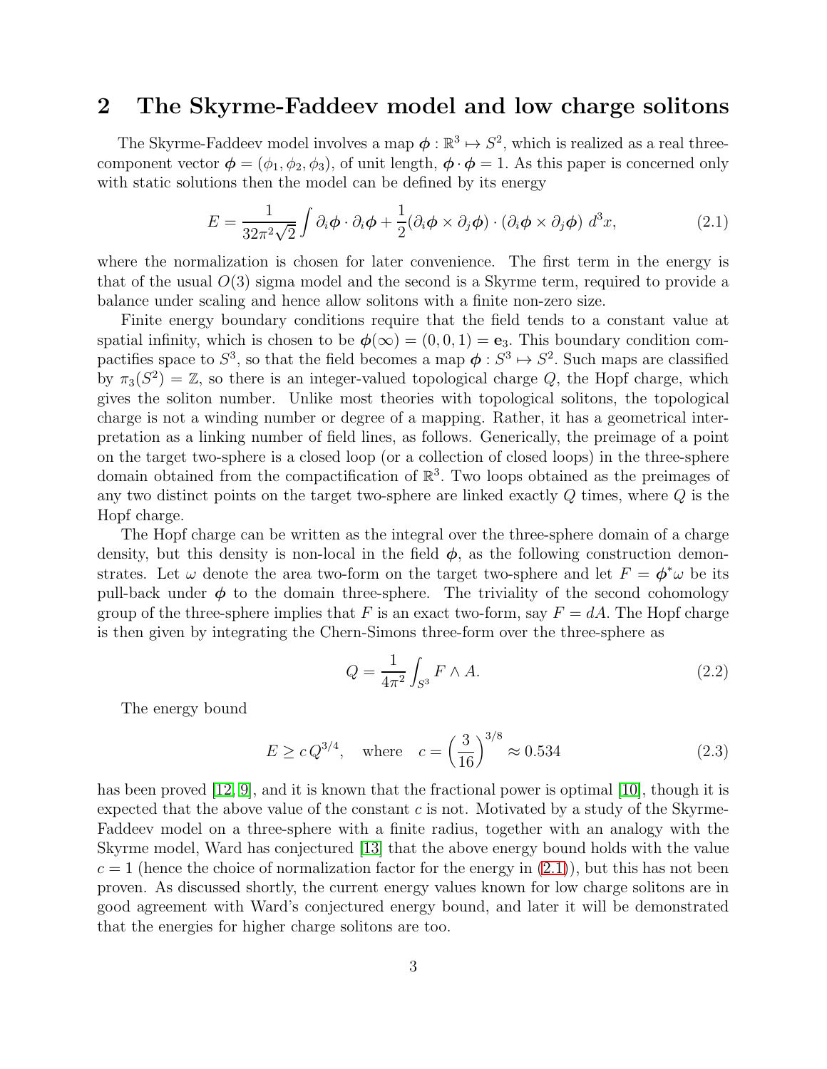## 2 The Skyrme-Faddeev model and low charge solitons

The Skyrme-Faddeev model involves a map $\boldsymbol{\phi} : \mathbb{R}^3 \mapsto S^2$, which is realized as a real three-component vector $\boldsymbol{\phi} = (\phi_1, \phi_2, \phi_3)$, of unit length, $\boldsymbol{\phi} \cdot \boldsymbol{\phi} = 1$. As this paper is concerned only with static solutions then the model can be defined by its energy

$$E = \frac{1}{32\pi^2\sqrt{2}} \int \partial_i \boldsymbol{\phi} \cdot \partial_i \boldsymbol{\phi} + \frac{1}{2}(\partial_i \boldsymbol{\phi} \times \partial_j \boldsymbol{\phi}) \cdot (\partial_i \boldsymbol{\phi} \times \partial_j \boldsymbol{\phi}) \; d^3x, \tag{2.1}$$

where the normalization is chosen for later convenience. The first term in the energy is that of the usual $O(3)$ sigma model and the second is a Skyrme term, required to provide a balance under scaling and hence allow solitons with a finite non-zero size.

Finite energy boundary conditions require that the field tends to a constant value at spatial infinity, which is chosen to be $\boldsymbol{\phi}(\infty) = (0, 0, 1) = \mathbf{e}_3$. This boundary condition compactifies space to $S^3$, so that the field becomes a map $\boldsymbol{\phi} : S^3 \mapsto S^2$. Such maps are classified by $\pi_3(S^2) = \mathbb{Z}$, so there is an integer-valued topological charge $Q$, the Hopf charge, which gives the soliton number. Unlike most theories with topological solitons, the topological charge is not a winding number or degree of a mapping. Rather, it has a geometrical interpretation as a linking number of field lines, as follows. Generically, the preimage of a point on the target two-sphere is a closed loop (or a collection of closed loops) in the three-sphere domain obtained from the compactification of $\mathbb{R}^3$. Two loops obtained as the preimages of any two distinct points on the target two-sphere are linked exactly $Q$ times, where $Q$ is the Hopf charge.

The Hopf charge can be written as the integral over the three-sphere domain of a charge density, but this density is non-local in the field $\boldsymbol{\phi}$, as the following construction demonstrates. Let $\omega$ denote the area two-form on the target two-sphere and let $F = \boldsymbol{\phi}^*\omega$ be its pull-back under $\boldsymbol{\phi}$ to the domain three-sphere. The triviality of the second cohomology group of the three-sphere implies that $F$ is an exact two-form, say $F = dA$. The Hopf charge is then given by integrating the Chern-Simons three-form over the three-sphere as

$$Q = \frac{1}{4\pi^2} \int_{S^3} F \wedge A. \tag{2.2}$$

The energy bound

$$E \geq c\, Q^{3/4}, \quad \text{where} \quad c = \left(\frac{3}{16}\right)^{3/8} \approx 0.534 \tag{2.3}$$

has been proved [12, 9], and it is known that the fractional power is optimal [10], though it is expected that the above value of the constant $c$ is not. Motivated by a study of the Skyrme-Faddeev model on a three-sphere with a finite radius, together with an analogy with the Skyrme model, Ward has conjectured [13] that the above energy bound holds with the value $c = 1$ (hence the choice of normalization factor for the energy in (2.1)), but this has not been proven. As discussed shortly, the current energy values known for low charge solitons are in good agreement with Ward's conjectured energy bound, and later it will be demonstrated that the energies for higher charge solitons are too.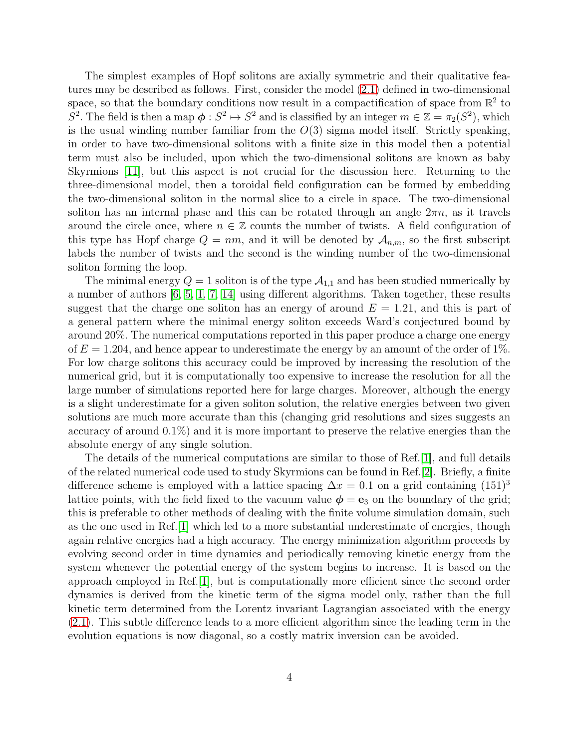The simplest examples of Hopf solitons are axially symmetric and their qualitative features may be described as follows. First, consider the model (2.1) defined in two-dimensional space, so that the boundary conditions now result in a compactification of space from $\mathbb{R}^2$ to $S^2$. The field is then a map $\boldsymbol{\phi} : S^2 \mapsto S^2$ and is classified by an integer $m \in \mathbb{Z} = \pi_2(S^2)$, which is the usual winding number familiar from the $O(3)$ sigma model itself. Strictly speaking, in order to have two-dimensional solitons with a finite size in this model then a potential term must also be included, upon which the two-dimensional solitons are known as baby Skyrmions [11], but this aspect is not crucial for the discussion here. Returning to the three-dimensional model, then a toroidal field configuration can be formed by embedding the two-dimensional soliton in the normal slice to a circle in space. The two-dimensional soliton has an internal phase and this can be rotated through an angle $2\pi n$, as it travels around the circle once, where $n \in \mathbb{Z}$ counts the number of twists. A field configuration of this type has Hopf charge $Q = nm$, and it will be denoted by $\mathcal{A}_{n,m}$, so the first subscript labels the number of twists and the second is the winding number of the two-dimensional soliton forming the loop.

The minimal energy $Q = 1$ soliton is of the type $\mathcal{A}_{1,1}$ and has been studied numerically by a number of authors [6, 5, 1, 7, 14] using different algorithms. Taken together, these results suggest that the charge one soliton has an energy of around $E = 1.21$, and this is part of a general pattern where the minimal energy soliton exceeds Ward's conjectured bound by around 20%. The numerical computations reported in this paper produce a charge one energy of $E = 1.204$, and hence appear to underestimate the energy by an amount of the order of 1%. For low charge solitons this accuracy could be improved by increasing the resolution of the numerical grid, but it is computationally too expensive to increase the resolution for all the large number of simulations reported here for large charges. Moreover, although the energy is a slight underestimate for a given soliton solution, the relative energies between two given solutions are much more accurate than this (changing grid resolutions and sizes suggests an accuracy of around 0.1%) and it is more important to preserve the relative energies than the absolute energy of any single solution.

The details of the numerical computations are similar to those of Ref.[1], and full details of the related numerical code used to study Skyrmions can be found in Ref.[2]. Briefly, a finite difference scheme is employed with a lattice spacing $\Delta x = 0.1$ on a grid containing $(151)^3$ lattice points, with the field fixed to the vacuum value $\boldsymbol{\phi} = \mathbf{e}_3$ on the boundary of the grid; this is preferable to other methods of dealing with the finite volume simulation domain, such as the one used in Ref.[1] which led to a more substantial underestimate of energies, though again relative energies had a high accuracy. The energy minimization algorithm proceeds by evolving second order in time dynamics and periodically removing kinetic energy from the system whenever the potential energy of the system begins to increase. It is based on the approach employed in Ref.[1], but is computationally more efficient since the second order dynamics is derived from the kinetic term of the sigma model only, rather than the full kinetic term determined from the Lorentz invariant Lagrangian associated with the energy (2.1). This subtle difference leads to a more efficient algorithm since the leading term in the evolution equations is now diagonal, so a costly matrix inversion can be avoided.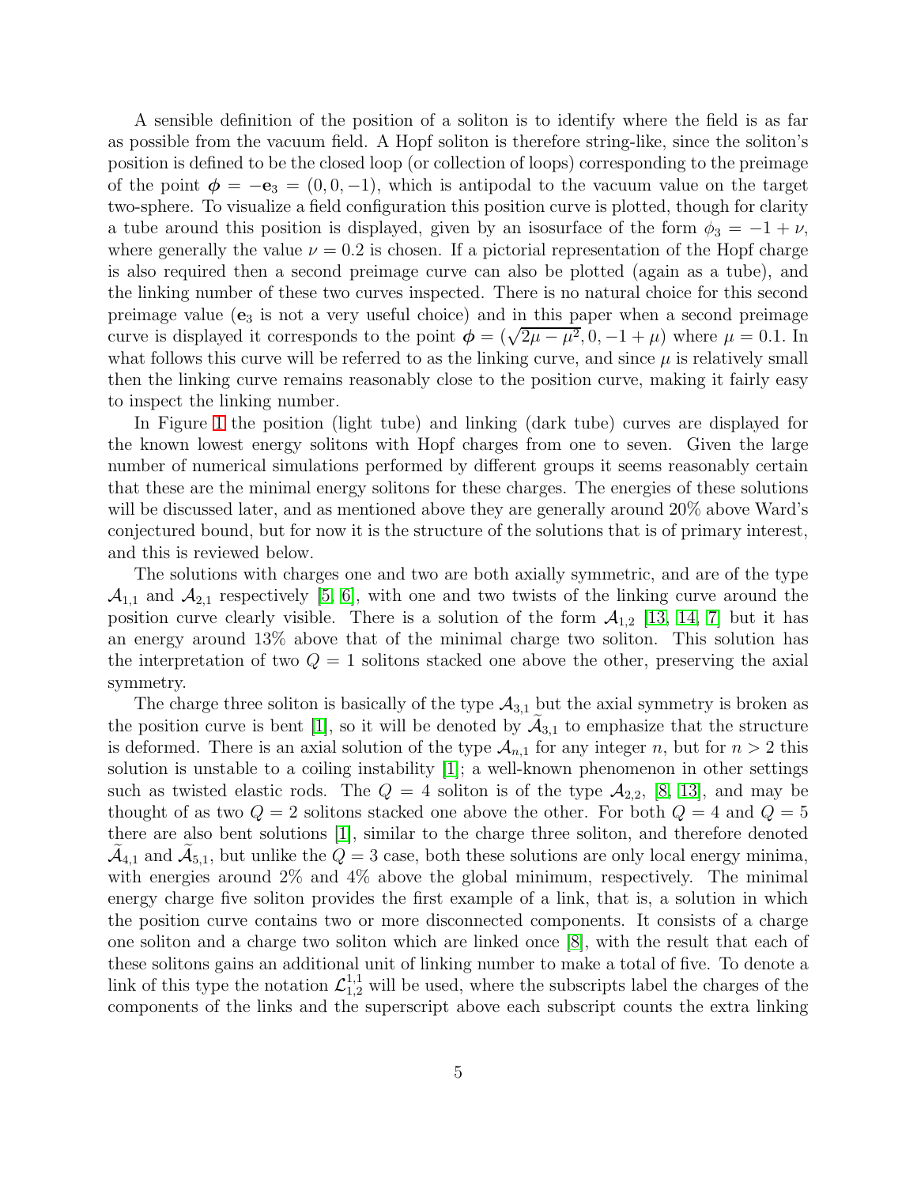A sensible definition of the position of a soliton is to identify where the field is as far as possible from the vacuum field. A Hopf soliton is therefore string-like, since the soliton's position is defined to be the closed loop (or collection of loops) corresponding to the preimage of the point $\boldsymbol{\phi} = -\mathbf{e}_3 = (0, 0, -1)$, which is antipodal to the vacuum value on the target two-sphere. To visualize a field configuration this position curve is plotted, though for clarity a tube around this position is displayed, given by an isosurface of the form $\phi_3 = -1 + \nu$, where generally the value $\nu = 0.2$ is chosen. If a pictorial representation of the Hopf charge is also required then a second preimage curve can also be plotted (again as a tube), and the linking number of these two curves inspected. There is no natural choice for this second preimage value ($\mathbf{e}_3$ is not a very useful choice) and in this paper when a second preimage curve is displayed it corresponds to the point $\boldsymbol{\phi} = (\sqrt{2\mu - \mu^2}, 0, -1 + \mu)$ where $\mu = 0.1$. In what follows this curve will be referred to as the linking curve, and since $\mu$ is relatively small then the linking curve remains reasonably close to the position curve, making it fairly easy to inspect the linking number.

In Figure 1 the position (light tube) and linking (dark tube) curves are displayed for the known lowest energy solitons with Hopf charges from one to seven. Given the large number of numerical simulations performed by different groups it seems reasonably certain that these are the minimal energy solitons for these charges. The energies of these solutions will be discussed later, and as mentioned above they are generally around 20% above Ward's conjectured bound, but for now it is the structure of the solutions that is of primary interest, and this is reviewed below.

The solutions with charges one and two are both axially symmetric, and are of the type $\mathcal{A}_{1,1}$ and $\mathcal{A}_{2,1}$ respectively [5, 6], with one and two twists of the linking curve around the position curve clearly visible. There is a solution of the form $\mathcal{A}_{1,2}$ [13, 14, 7] but it has an energy around 13% above that of the minimal charge two soliton. This solution has the interpretation of two $Q = 1$ solitons stacked one above the other, preserving the axial symmetry.

The charge three soliton is basically of the type $\mathcal{A}_{3,1}$ but the axial symmetry is broken as the position curve is bent [1], so it will be denoted by $\widetilde{\mathcal{A}}_{3,1}$ to emphasize that the structure is deformed. There is an axial solution of the type $\mathcal{A}_{n,1}$ for any integer $n$, but for $n > 2$ this solution is unstable to a coiling instability [1]; a well-known phenomenon in other settings such as twisted elastic rods. The $Q = 4$ soliton is of the type $\mathcal{A}_{2,2}$, [8, 13], and may be thought of as two $Q = 2$ solitons stacked one above the other. For both $Q = 4$ and $Q = 5$ there are also bent solutions [1], similar to the charge three soliton, and therefore denoted $\widetilde{\mathcal{A}}_{4,1}$ and $\widetilde{\mathcal{A}}_{5,1}$, but unlike the $Q = 3$ case, both these solutions are only local energy minima, with energies around 2% and 4% above the global minimum, respectively. The minimal energy charge five soliton provides the first example of a link, that is, a solution in which the position curve contains two or more disconnected components. It consists of a charge one soliton and a charge two soliton which are linked once [8], with the result that each of these solitons gains an additional unit of linking number to make a total of five. To denote a link of this type the notation $\mathcal{L}^{1,1}_{1,2}$ will be used, where the subscripts label the charges of the components of the links and the superscript above each subscript counts the extra linking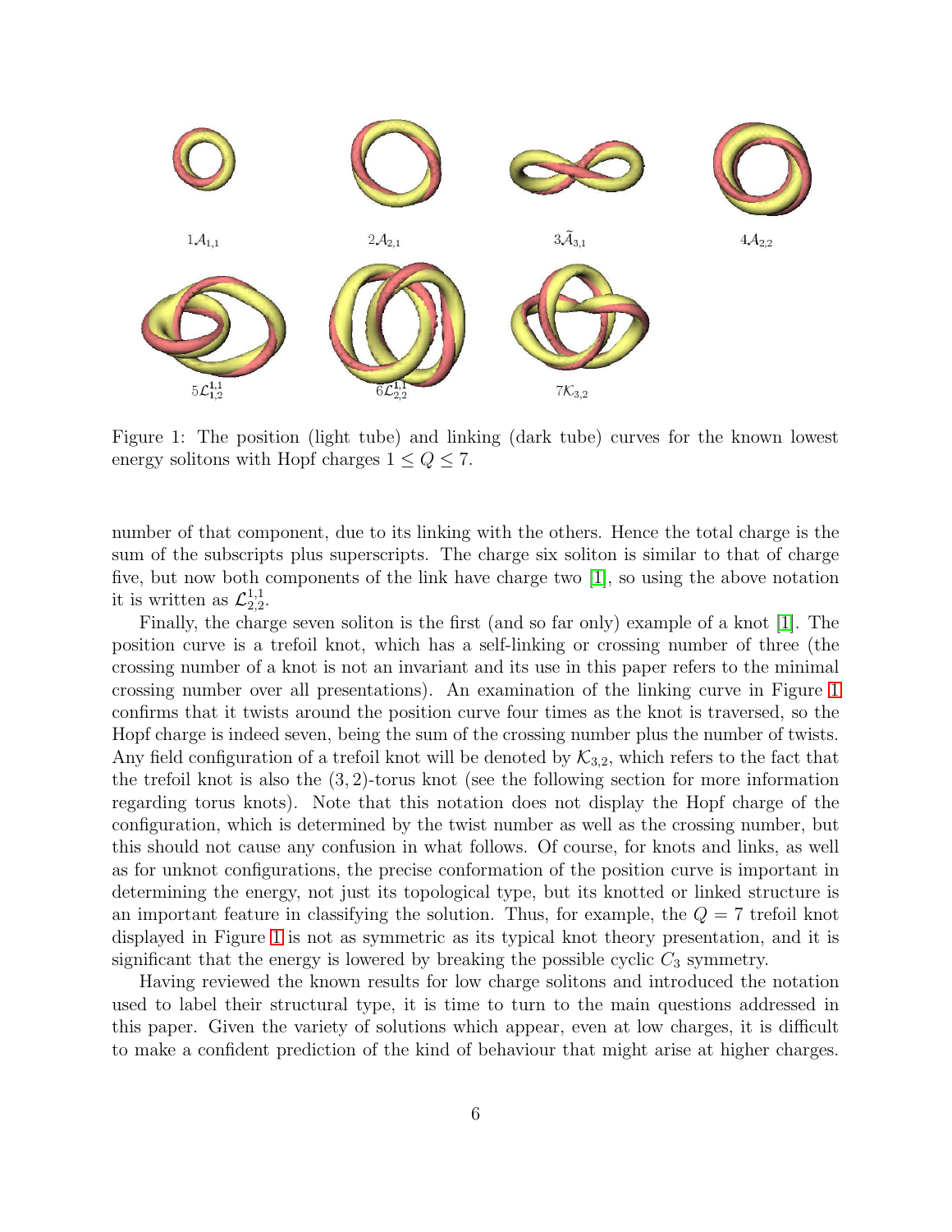$1\mathcal{A}_{1,1}$ $2\mathcal{A}_{2,1}$ $3\widetilde{\mathcal{A}}_{3,1}$ $4\mathcal{A}_{2,2}$

$5\mathcal{L}^{1,1}_{1,2}$ $6\mathcal{L}^{1,1}_{2,2}$ $7\mathcal{K}_{3,2}$

Figure 1: The position (light tube) and linking (dark tube) curves for the known lowest energy solitons with Hopf charges $1 \leq Q \leq 7$.

number of that component, due to its linking with the others. Hence the total charge is the sum of the subscripts plus superscripts. The charge six soliton is similar to that of charge five, but now both components of the link have charge two [1], so using the above notation it is written as $\mathcal{L}^{1,1}_{2,2}$.

Finally, the charge seven soliton is the first (and so far only) example of a knot [1]. The position curve is a trefoil knot, which has a self-linking or crossing number of three (the crossing number of a knot is not an invariant and its use in this paper refers to the minimal crossing number over all presentations). An examination of the linking curve in Figure 1 confirms that it twists around the position curve four times as the knot is traversed, so the Hopf charge is indeed seven, being the sum of the crossing number plus the number of twists. Any field configuration of a trefoil knot will be denoted by $\mathcal{K}_{3,2}$, which refers to the fact that the trefoil knot is also the $(3,2)$-torus knot (see the following section for more information regarding torus knots). Note that this notation does not display the Hopf charge of the configuration, which is determined by the twist number as well as the crossing number, but this should not cause any confusion in what follows. Of course, for knots and links, as well as for unknot configurations, the precise conformation of the position curve is important in determining the energy, not just its topological type, but its knotted or linked structure is an important feature in classifying the solution. Thus, for example, the $Q = 7$ trefoil knot displayed in Figure 1 is not as symmetric as its typical knot theory presentation, and it is significant that the energy is lowered by breaking the possible cyclic $C_3$ symmetry.

Having reviewed the known results for low charge solitons and introduced the notation used to label their structural type, it is time to turn to the main questions addressed in this paper. Given the variety of solutions which appear, even at low charges, it is difficult to make a confident prediction of the kind of behaviour that might arise at higher charges.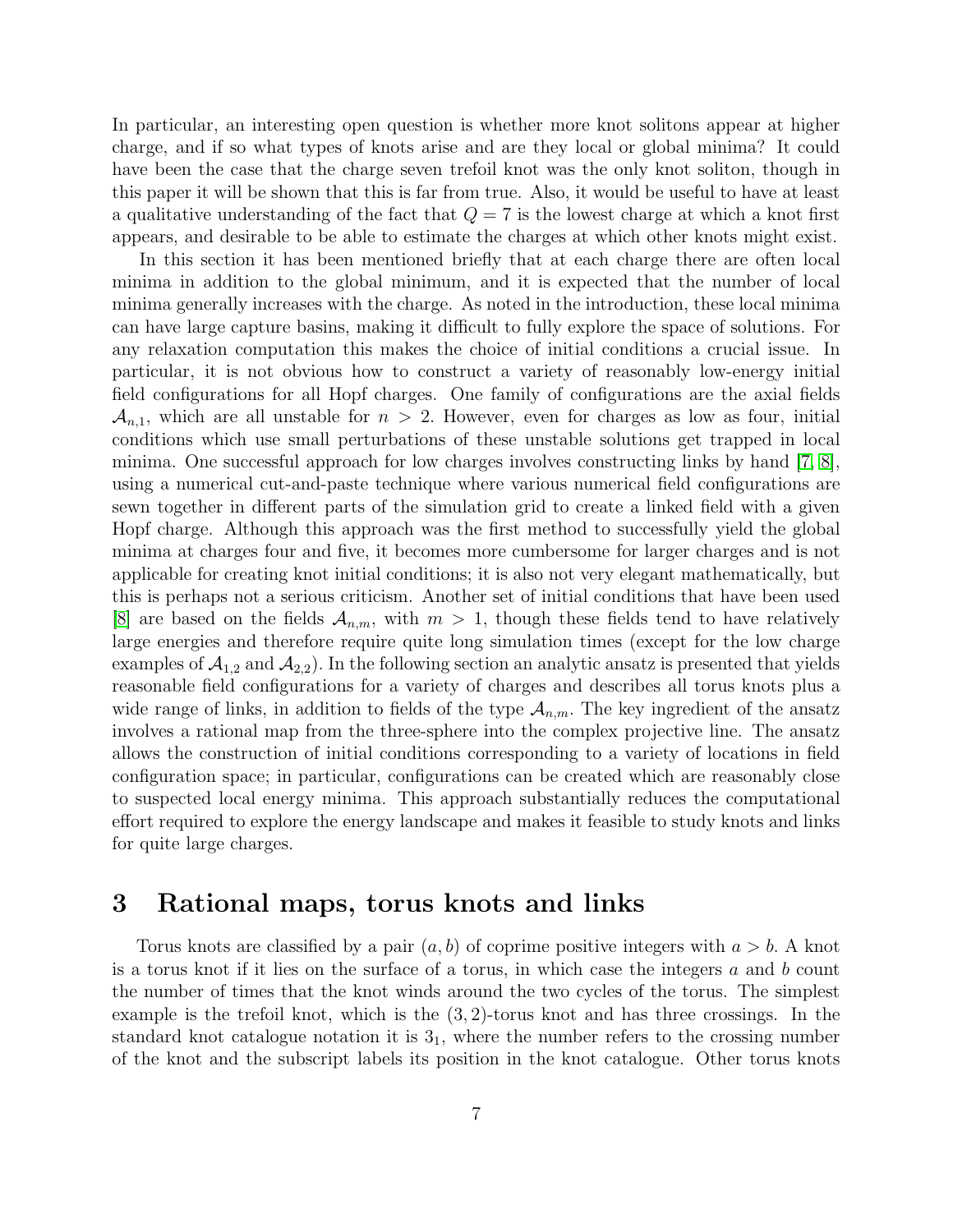In particular, an interesting open question is whether more knot solitons appear at higher charge, and if so what types of knots arise and are they local or global minima? It could have been the case that the charge seven trefoil knot was the only knot soliton, though in this paper it will be shown that this is far from true. Also, it would be useful to have at least a qualitative understanding of the fact that $Q = 7$ is the lowest charge at which a knot first appears, and desirable to be able to estimate the charges at which other knots might exist.

In this section it has been mentioned briefly that at each charge there are often local minima in addition to the global minimum, and it is expected that the number of local minima generally increases with the charge. As noted in the introduction, these local minima can have large capture basins, making it difficult to fully explore the space of solutions. For any relaxation computation this makes the choice of initial conditions a crucial issue. In particular, it is not obvious how to construct a variety of reasonably low-energy initial field configurations for all Hopf charges. One family of configurations are the axial fields $\mathcal{A}_{n,1}$, which are all unstable for $n > 2$. However, even for charges as low as four, initial conditions which use small perturbations of these unstable solutions get trapped in local minima. One successful approach for low charges involves constructing links by hand [7, 8], using a numerical cut-and-paste technique where various numerical field configurations are sewn together in different parts of the simulation grid to create a linked field with a given Hopf charge. Although this approach was the first method to successfully yield the global minima at charges four and five, it becomes more cumbersome for larger charges and is not applicable for creating knot initial conditions; it is also not very elegant mathematically, but this is perhaps not a serious criticism. Another set of initial conditions that have been used [8] are based on the fields $\mathcal{A}_{n,m}$, with $m > 1$, though these fields tend to have relatively large energies and therefore require quite long simulation times (except for the low charge examples of $\mathcal{A}_{1,2}$ and $\mathcal{A}_{2,2}$). In the following section an analytic ansatz is presented that yields reasonable field configurations for a variety of charges and describes all torus knots plus a wide range of links, in addition to fields of the type $\mathcal{A}_{n,m}$. The key ingredient of the ansatz involves a rational map from the three-sphere into the complex projective line. The ansatz allows the construction of initial conditions corresponding to a variety of locations in field configuration space; in particular, configurations can be created which are reasonably close to suspected local energy minima. This approach substantially reduces the computational effort required to explore the energy landscape and makes it feasible to study knots and links for quite large charges.

## 3 Rational maps, torus knots and links

Torus knots are classified by a pair $(a, b)$ of coprime positive integers with $a > b$. A knot is a torus knot if it lies on the surface of a torus, in which case the integers $a$ and $b$ count the number of times that the knot winds around the two cycles of the torus. The simplest example is the trefoil knot, which is the $(3, 2)$-torus knot and has three crossings. In the standard knot catalogue notation it is $3_1$, where the number refers to the crossing number of the knot and the subscript labels its position in the knot catalogue. Other torus knots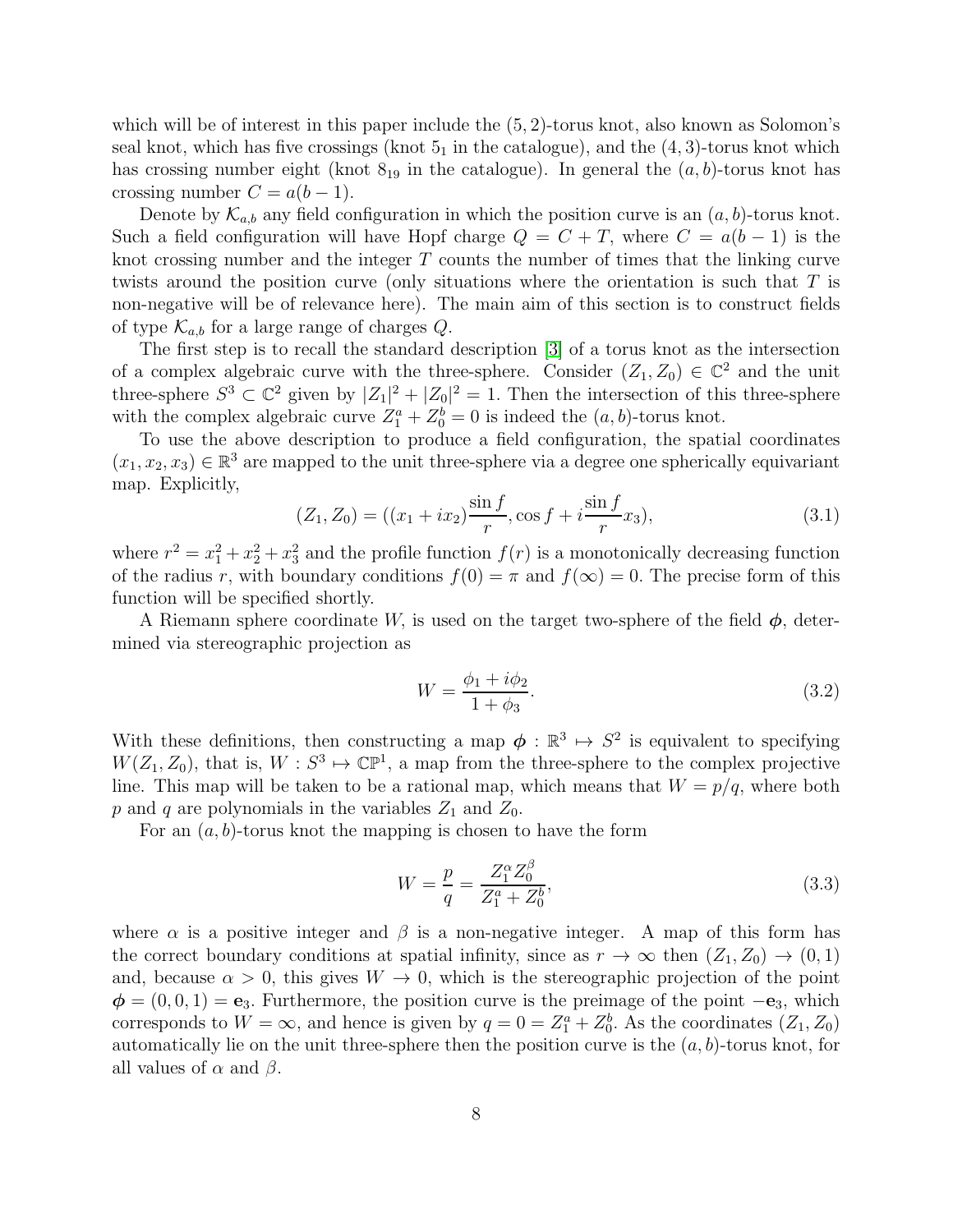which will be of interest in this paper include the $(5, 2)$-torus knot, also known as Solomon's seal knot, which has five crossings (knot $5_1$ in the catalogue), and the $(4, 3)$-torus knot which has crossing number eight (knot $8_{19}$ in the catalogue). In general the $(a, b)$-torus knot has crossing number $C = a(b - 1)$.

Denote by $\mathcal{K}_{a,b}$ any field configuration in which the position curve is an $(a, b)$-torus knot. Such a field configuration will have Hopf charge $Q = C + T$, where $C = a(b - 1)$ is the knot crossing number and the integer $T$ counts the number of times that the linking curve twists around the position curve (only situations where the orientation is such that $T$ is non-negative will be of relevance here). The main aim of this section is to construct fields of type $\mathcal{K}_{a,b}$ for a large range of charges $Q$.

The first step is to recall the standard description [3] of a torus knot as the intersection of a complex algebraic curve with the three-sphere. Consider $(Z_1, Z_0) \in \mathbb{C}^2$ and the unit three-sphere $S^3 \subset \mathbb{C}^2$ given by $|Z_1|^2 + |Z_0|^2 = 1$. Then the intersection of this three-sphere with the complex algebraic curve $Z_1^a + Z_0^b = 0$ is indeed the $(a, b)$-torus knot.

To use the above description to produce a field configuration, the spatial coordinates $(x_1, x_2, x_3) \in \mathbb{R}^3$ are mapped to the unit three-sphere via a degree one spherically equivariant map. Explicitly,

$$(Z_1, Z_0) = ((x_1 + ix_2)\frac{\sin f}{r}, \cos f + i\frac{\sin f}{r}x_3), \tag{3.1}$$

where $r^2 = x_1^2 + x_2^2 + x_3^2$ and the profile function $f(r)$ is a monotonically decreasing function of the radius $r$, with boundary conditions $f(0) = \pi$ and $f(\infty) = 0$. The precise form of this function will be specified shortly.

A Riemann sphere coordinate $W$, is used on the target two-sphere of the field $\boldsymbol{\phi}$, determined via stereographic projection as

$$W = \frac{\phi_1 + i\phi_2}{1 + \phi_3}. \tag{3.2}$$

With these definitions, then constructing a map $\boldsymbol{\phi} : \mathbb{R}^3 \mapsto S^2$ is equivalent to specifying $W(Z_1, Z_0)$, that is, $W : S^3 \mapsto \mathbb{CP}^1$, a map from the three-sphere to the complex projective line. This map will be taken to be a rational map, which means that $W = p/q$, where both $p$ and $q$ are polynomials in the variables $Z_1$ and $Z_0$.

For an $(a, b)$-torus knot the mapping is chosen to have the form

$$W = \frac{p}{q} = \frac{Z_1^\alpha Z_0^\beta}{Z_1^a + Z_0^b}, \tag{3.3}$$

where $\alpha$ is a positive integer and $\beta$ is a non-negative integer. A map of this form has the correct boundary conditions at spatial infinity, since as $r \to \infty$ then $(Z_1, Z_0) \to (0, 1)$ and, because $\alpha > 0$, this gives $W \to 0$, which is the stereographic projection of the point $\boldsymbol{\phi} = (0, 0, 1) = \mathbf{e}_3$. Furthermore, the position curve is the preimage of the point $-\mathbf{e}_3$, which corresponds to $W = \infty$, and hence is given by $q = 0 = Z_1^a + Z_0^b$. As the coordinates $(Z_1, Z_0)$ automatically lie on the unit three-sphere then the position curve is the $(a, b)$-torus knot, for all values of $\alpha$ and $\beta$.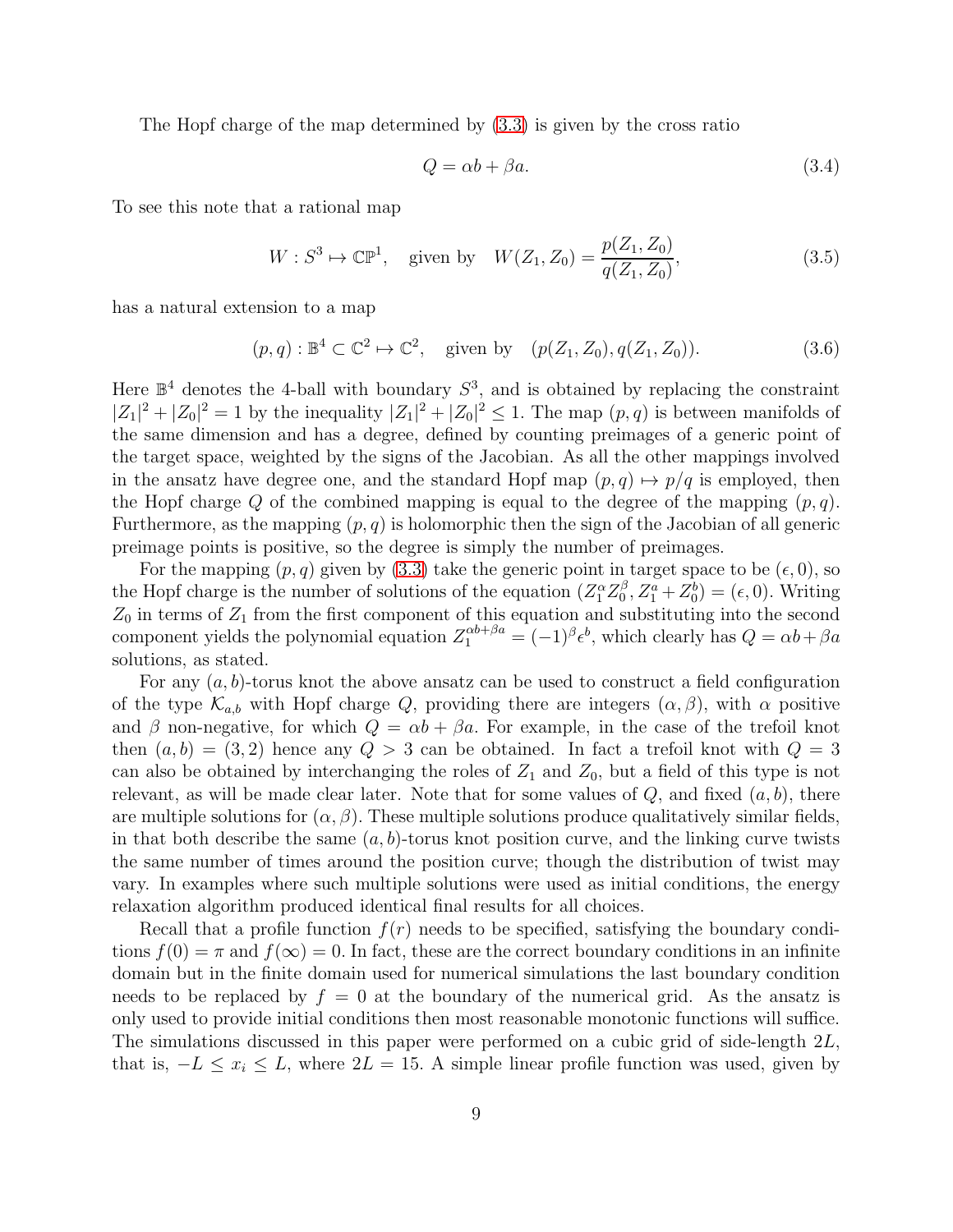The Hopf charge of the map determined by (3.3) is given by the cross ratio

$$Q = \alpha b + \beta a. \tag{3.4}$$

To see this note that a rational map

$$W : S^3 \mapsto \mathbb{CP}^1, \quad \text{given by} \quad W(Z_1, Z_0) = \frac{p(Z_1, Z_0)}{q(Z_1, Z_0)}, \tag{3.5}$$

has a natural extension to a map

$$(p, q) : \mathbb{B}^4 \subset \mathbb{C}^2 \mapsto \mathbb{C}^2, \quad \text{given by} \quad (p(Z_1, Z_0), q(Z_1, Z_0)). \tag{3.6}$$

Here $\mathbb{B}^4$ denotes the 4-ball with boundary $S^3$, and is obtained by replacing the constraint $|Z_1|^2 + |Z_0|^2 = 1$ by the inequality $|Z_1|^2 + |Z_0|^2 \leq 1$. The map $(p, q)$ is between manifolds of the same dimension and has a degree, defined by counting preimages of a generic point of the target space, weighted by the signs of the Jacobian. As all the other mappings involved in the ansatz have degree one, and the standard Hopf map $(p, q) \mapsto p/q$ is employed, then the Hopf charge $Q$ of the combined mapping is equal to the degree of the mapping $(p, q)$. Furthermore, as the mapping $(p, q)$ is holomorphic then the sign of the Jacobian of all generic preimage points is positive, so the degree is simply the number of preimages.

For the mapping $(p, q)$ given by (3.3) take the generic point in target space to be $(\epsilon, 0)$, so the Hopf charge is the number of solutions of the equation $(Z_1^\alpha Z_0^\beta, Z_1^a + Z_0^b) = (\epsilon, 0)$. Writing $Z_0$ in terms of $Z_1$ from the first component of this equation and substituting into the second component yields the polynomial equation $Z_1^{\alpha b + \beta a} = (-1)^\beta \epsilon^b$, which clearly has $Q = \alpha b + \beta a$ solutions, as stated.

For any $(a, b)$-torus knot the above ansatz can be used to construct a field configuration of the type $\mathcal{K}_{a,b}$ with Hopf charge $Q$, providing there are integers $(\alpha, \beta)$, with $\alpha$ positive and $\beta$ non-negative, for which $Q = \alpha b + \beta a$. For example, in the case of the trefoil knot then $(a, b) = (3, 2)$ hence any $Q > 3$ can be obtained. In fact a trefoil knot with $Q = 3$ can also be obtained by interchanging the roles of $Z_1$ and $Z_0$, but a field of this type is not relevant, as will be made clear later. Note that for some values of $Q$, and fixed $(a, b)$, there are multiple solutions for $(\alpha, \beta)$. These multiple solutions produce qualitatively similar fields, in that both describe the same $(a, b)$-torus knot position curve, and the linking curve twists the same number of times around the position curve; though the distribution of twist may vary. In examples where such multiple solutions were used as initial conditions, the energy relaxation algorithm produced identical final results for all choices.

Recall that a profile function $f(r)$ needs to be specified, satisfying the boundary conditions $f(0) = \pi$ and $f(\infty) = 0$. In fact, these are the correct boundary conditions in an infinite domain but in the finite domain used for numerical simulations the last boundary condition needs to be replaced by $f = 0$ at the boundary of the numerical grid. As the ansatz is only used to provide initial conditions then most reasonable monotonic functions will suffice. The simulations discussed in this paper were performed on a cubic grid of side-length $2L$, that is, $-L \leq x_i \leq L$, where $2L = 15$. A simple linear profile function was used, given by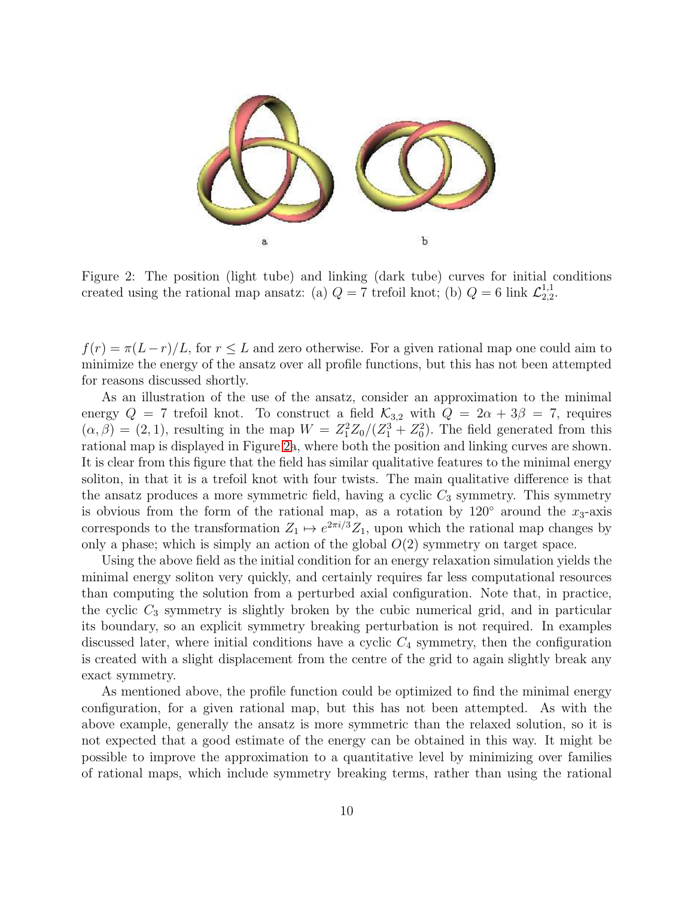Figure 2: The position (light tube) and linking (dark tube) curves for initial conditions created using the rational map ansatz: (a) $Q = 7$ trefoil knot; (b) $Q = 6$ link $\mathcal{L}^{1,1}_{2,2}$.

$f(r) = \pi(L-r)/L$, for $r \leq L$ and zero otherwise. For a given rational map one could aim to minimize the energy of the ansatz over all profile functions, but this has not been attempted for reasons discussed shortly.

As an illustration of the use of the ansatz, consider an approximation to the minimal energy $Q = 7$ trefoil knot. To construct a field $\mathcal{K}_{3,2}$ with $Q = 2\alpha + 3\beta = 7$, requires $(\alpha, \beta) = (2, 1)$, resulting in the map $W = Z_1^2 Z_0/(Z_1^3 + Z_0^2)$. The field generated from this rational map is displayed in Figure 2a, where both the position and linking curves are shown. It is clear from this figure that the field has similar qualitative features to the minimal energy soliton, in that it is a trefoil knot with four twists. The main qualitative difference is that the ansatz produces a more symmetric field, having a cyclic $C_3$ symmetry. This symmetry is obvious from the form of the rational map, as a rotation by $120^\circ$ around the $x_3$-axis corresponds to the transformation $Z_1 \mapsto e^{2\pi i/3} Z_1$, upon which the rational map changes by only a phase; which is simply an action of the global $O(2)$ symmetry on target space.

Using the above field as the initial condition for an energy relaxation simulation yields the minimal energy soliton very quickly, and certainly requires far less computational resources than computing the solution from a perturbed axial configuration. Note that, in practice, the cyclic $C_3$ symmetry is slightly broken by the cubic numerical grid, and in particular its boundary, so an explicit symmetry breaking perturbation is not required. In examples discussed later, where initial conditions have a cyclic $C_4$ symmetry, then the configuration is created with a slight displacement from the centre of the grid to again slightly break any exact symmetry.

As mentioned above, the profile function could be optimized to find the minimal energy configuration, for a given rational map, but this has not been attempted. As with the above example, generally the ansatz is more symmetric than the relaxed solution, so it is not expected that a good estimate of the energy can be obtained in this way. It might be possible to improve the approximation to a quantitative level by minimizing over families of rational maps, which include symmetry breaking terms, rather than using the rational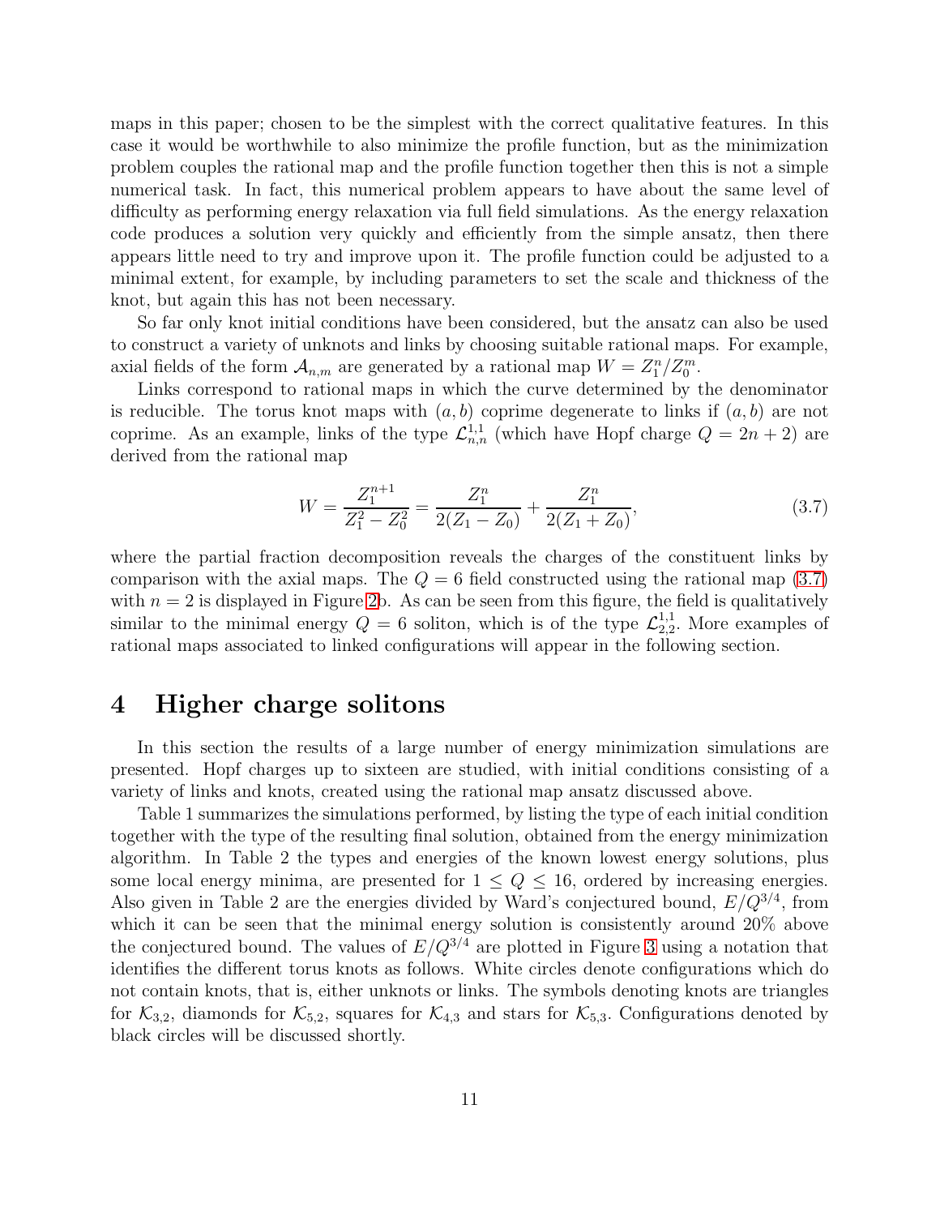maps in this paper; chosen to be the simplest with the correct qualitative features. In this case it would be worthwhile to also minimize the profile function, but as the minimization problem couples the rational map and the profile function together then this is not a simple numerical task. In fact, this numerical problem appears to have about the same level of difficulty as performing energy relaxation via full field simulations. As the energy relaxation code produces a solution very quickly and efficiently from the simple ansatz, then there appears little need to try and improve upon it. The profile function could be adjusted to a minimal extent, for example, by including parameters to set the scale and thickness of the knot, but again this has not been necessary.

So far only knot initial conditions have been considered, but the ansatz can also be used to construct a variety of unknots and links by choosing suitable rational maps. For example, axial fields of the form $\mathcal{A}_{n,m}$ are generated by a rational map $W = Z_1^n/Z_0^m$.

Links correspond to rational maps in which the curve determined by the denominator is reducible. The torus knot maps with $(a, b)$ coprime degenerate to links if $(a, b)$ are not coprime. As an example, links of the type $\mathcal{L}^{1,1}_{n,n}$ (which have Hopf charge $Q = 2n + 2$) are derived from the rational map

$$W = \frac{Z_1^{n+1}}{Z_1^2 - Z_0^2} = \frac{Z_1^n}{2(Z_1 - Z_0)} + \frac{Z_1^n}{2(Z_1 + Z_0)}, \tag{3.7}$$

where the partial fraction decomposition reveals the charges of the constituent links by comparison with the axial maps. The $Q = 6$ field constructed using the rational map (3.7) with $n = 2$ is displayed in Figure 2b. As can be seen from this figure, the field is qualitatively similar to the minimal energy $Q = 6$ soliton, which is of the type $\mathcal{L}^{1,1}_{2,2}$. More examples of rational maps associated to linked configurations will appear in the following section.

# 4 Higher charge solitons

In this section the results of a large number of energy minimization simulations are presented. Hopf charges up to sixteen are studied, with initial conditions consisting of a variety of links and knots, created using the rational map ansatz discussed above.

Table 1 summarizes the simulations performed, by listing the type of each initial condition together with the type of the resulting final solution, obtained from the energy minimization algorithm. In Table 2 the types and energies of the known lowest energy solutions, plus some local energy minima, are presented for $1 \le Q \le 16$, ordered by increasing energies. Also given in Table 2 are the energies divided by Ward's conjectured bound, $E/Q^{3/4}$, from which it can be seen that the minimal energy solution is consistently around 20% above the conjectured bound. The values of $E/Q^{3/4}$ are plotted in Figure 3 using a notation that identifies the different torus knots as follows. White circles denote configurations which do not contain knots, that is, either unknots or links. The symbols denoting knots are triangles for $\mathcal{K}_{3,2}$, diamonds for $\mathcal{K}_{5,2}$, squares for $\mathcal{K}_{4,3}$ and stars for $\mathcal{K}_{5,3}$. Configurations denoted by black circles will be discussed shortly.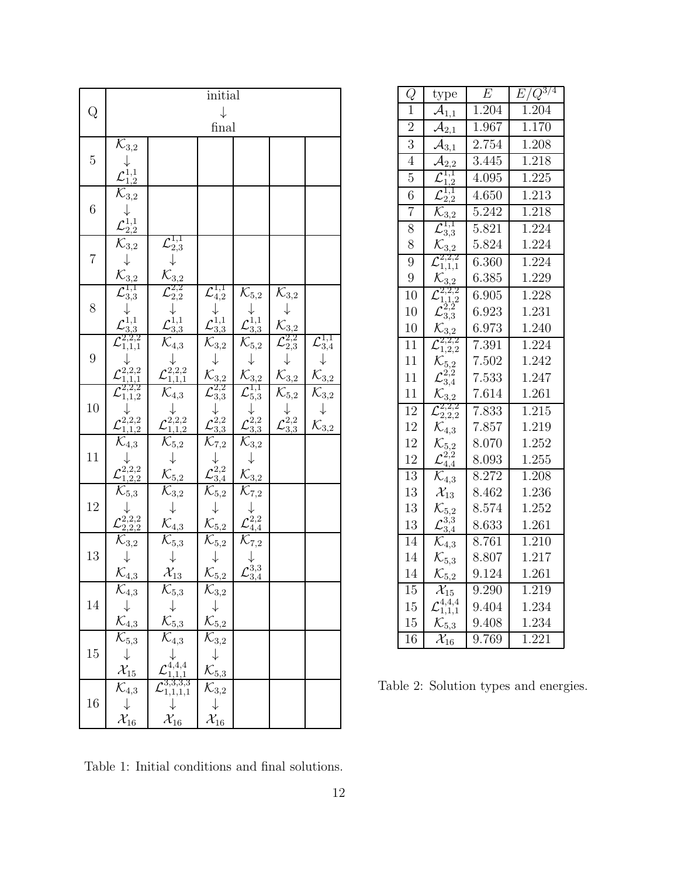| Q | initial → final | | | | | |
|---|---|---|---|---|---|---|
| 5 | $\mathcal{K}_{3,2} \downarrow \mathcal{L}^{1,1}_{1,2}$ | | | | | |
| 6 | $\mathcal{K}_{3,2} \downarrow \mathcal{L}^{1,1}_{2,2}$ | | | | | |
| 7 | $\mathcal{K}_{3,2} \downarrow \mathcal{K}_{3,2}$ | $\mathcal{L}^{1,1}_{2,3} \downarrow \mathcal{K}_{3,2}$ | | | | |
| 8 | $\mathcal{L}^{1,1}_{3,3} \downarrow \mathcal{L}^{1,1}_{3,3}$ | $\mathcal{L}^{2,2}_{2,2} \downarrow \mathcal{L}^{1,1}_{3,3}$ | $\mathcal{L}^{1,1}_{4,2} \downarrow \mathcal{L}^{1,1}_{3,3}$ | $\mathcal{K}_{5,2} \downarrow \mathcal{L}^{1,1}_{3,3}$ | $\mathcal{K}_{3,2} \downarrow \mathcal{K}_{3,2}$ | |
| 9 | $\mathcal{L}^{2,2,2}_{1,1,1} \downarrow \mathcal{L}^{2,2,2}_{1,1,1}$ | $\mathcal{K}_{4,3} \downarrow \mathcal{L}^{2,2,2}_{1,1,1}$ | $\mathcal{K}_{3,2} \downarrow \mathcal{K}_{3,2}$ | $\mathcal{K}_{5,2} \downarrow \mathcal{K}_{3,2}$ | $\mathcal{L}^{2,2}_{2,3} \downarrow \mathcal{K}_{3,2}$ | $\mathcal{L}^{1,1}_{3,4} \downarrow \mathcal{K}_{3,2}$ |
| 10 | $\mathcal{L}^{2,2,2}_{1,1,2} \downarrow \mathcal{L}^{2,2,2}_{1,1,2}$ | $\mathcal{K}_{4,3} \downarrow \mathcal{L}^{2,2,2}_{1,1,2}$ | $\mathcal{L}^{2,2}_{3,3} \downarrow \mathcal{L}^{2,2}_{3,3}$ | $\mathcal{L}^{1,1}_{5,3} \downarrow \mathcal{L}^{2,2}_{3,3}$ | $\mathcal{K}_{5,2} \downarrow \mathcal{L}^{2,2}_{3,3}$ | $\mathcal{K}_{3,2} \downarrow \mathcal{K}_{3,2}$ |
| 11 | $\mathcal{K}_{4,3} \downarrow \mathcal{L}^{2,2,2}_{1,2,2}$ | $\mathcal{K}_{5,2} \downarrow \mathcal{K}_{5,2}$ | $\mathcal{K}_{7,2} \downarrow \mathcal{L}^{2,2}_{3,4}$ | $\mathcal{K}_{3,2} \downarrow \mathcal{K}_{3,2}$ | | |
| 12 | $\mathcal{K}_{5,3} \downarrow \mathcal{L}^{2,2,2}_{2,2,2}$ | $\mathcal{K}_{3,2} \downarrow \mathcal{K}_{4,3}$ | $\mathcal{K}_{5,2} \downarrow \mathcal{K}_{5,2}$ | $\mathcal{K}_{7,2} \downarrow \mathcal{L}^{2,2}_{4,4}$ | | |
| 13 | $\mathcal{K}_{3,2} \downarrow \mathcal{K}_{4,3}$ | $\mathcal{K}_{5,3} \downarrow \mathcal{X}_{13}$ | $\mathcal{K}_{5,2} \downarrow \mathcal{K}_{5,2}$ | $\mathcal{K}_{7,2} \downarrow \mathcal{L}^{3,3}_{3,4}$ | | |
| 14 | $\mathcal{K}_{4,3} \downarrow \mathcal{K}_{4,3}$ | $\mathcal{K}_{5,3} \downarrow \mathcal{K}_{5,3}$ | $\mathcal{K}_{3,2} \downarrow \mathcal{K}_{5,2}$ | | | |
| 15 | $\mathcal{K}_{5,3} \downarrow \mathcal{X}_{15}$ | $\mathcal{K}_{4,3} \downarrow \mathcal{L}^{4,4,4}_{1,1,1}$ | $\mathcal{K}_{3,2} \downarrow \mathcal{K}_{5,3}$ | | | |
| 16 | $\mathcal{K}_{4,3} \downarrow \mathcal{X}_{16}$ | $\mathcal{L}^{3,3,3,3}_{1,1,1,1} \downarrow \mathcal{X}_{16}$ | $\mathcal{K}_{3,2} \downarrow \mathcal{X}_{16}$ | | | |

Table 1: Initial conditions and final solutions.

| $Q$ | type | $E$ | $E/Q^{3/4}$ |
|---|---|---|---|
| 1 | $\mathcal{A}_{1,1}$ | 1.204 | 1.204 |
| 2 | $\mathcal{A}_{2,1}$ | 1.967 | 1.170 |
| 3 | $\mathcal{A}_{3,1}$ | 2.754 | 1.208 |
| 4 | $\mathcal{A}_{2,2}$ | 3.445 | 1.218 |
| 5 | $\mathcal{L}^{1,1}_{1,2}$ | 4.095 | 1.225 |
| 6 | $\mathcal{L}^{1,1}_{2,2}$ | 4.650 | 1.213 |
| 7 | $\mathcal{K}_{3,2}$ | 5.242 | 1.218 |
| 8 | $\mathcal{L}^{1,1}_{3,3}$ | 5.821 | 1.224 |
| 8 | $\mathcal{K}_{3,2}$ | 5.824 | 1.224 |
| 9 | $\mathcal{L}^{2,2,2}_{1,1,1}$ | 6.360 | 1.224 |
| 9 | $\mathcal{K}_{3,2}$ | 6.385 | 1.229 |
| 10 | $\mathcal{L}^{2,2,2}_{1,1,2}$ | 6.905 | 1.228 |
| 10 | $\mathcal{L}^{2,2}_{3,3}$ | 6.923 | 1.231 |
| 10 | $\mathcal{K}_{3,2}$ | 6.973 | 1.240 |
| 11 | $\mathcal{L}^{2,2,2}_{1,2,2}$ | 7.391 | 1.224 |
| 11 | $\mathcal{K}_{5,2}$ | 7.502 | 1.242 |
| 11 | $\mathcal{L}^{2,2}_{3,4}$ | 7.533 | 1.247 |
| 11 | $\mathcal{K}_{3,2}$ | 7.614 | 1.261 |
| 12 | $\mathcal{L}^{2,2,2}_{2,2,2}$ | 7.833 | 1.215 |
| 12 | $\mathcal{K}_{4,3}$ | 7.857 | 1.219 |
| 12 | $\mathcal{K}_{5,2}$ | 8.070 | 1.252 |
| 12 | $\mathcal{L}^{2,2}_{4,4}$ | 8.093 | 1.255 |
| 13 | $\mathcal{K}_{4,3}$ | 8.272 | 1.208 |
| 13 | $\mathcal{X}_{13}$ | 8.462 | 1.236 |
| 13 | $\mathcal{K}_{5,2}$ | 8.574 | 1.252 |
| 13 | $\mathcal{L}^{3,3}_{3,4}$ | 8.633 | 1.261 |
| 14 | $\mathcal{K}_{4,3}$ | 8.761 | 1.210 |
| 14 | $\mathcal{K}_{5,3}$ | 8.807 | 1.217 |
| 14 | $\mathcal{K}_{5,2}$ | 9.124 | 1.261 |
| 15 | $\mathcal{X}_{15}$ | 9.290 | 1.219 |
| 15 | $\mathcal{L}^{4,4,4}_{1,1,1}$ | 9.404 | 1.234 |
| 15 | $\mathcal{K}_{5,3}$ | 9.408 | 1.234 |
| 16 | $\mathcal{X}_{16}$ | 9.769 | 1.221 |

Table 2: Solution types and energies.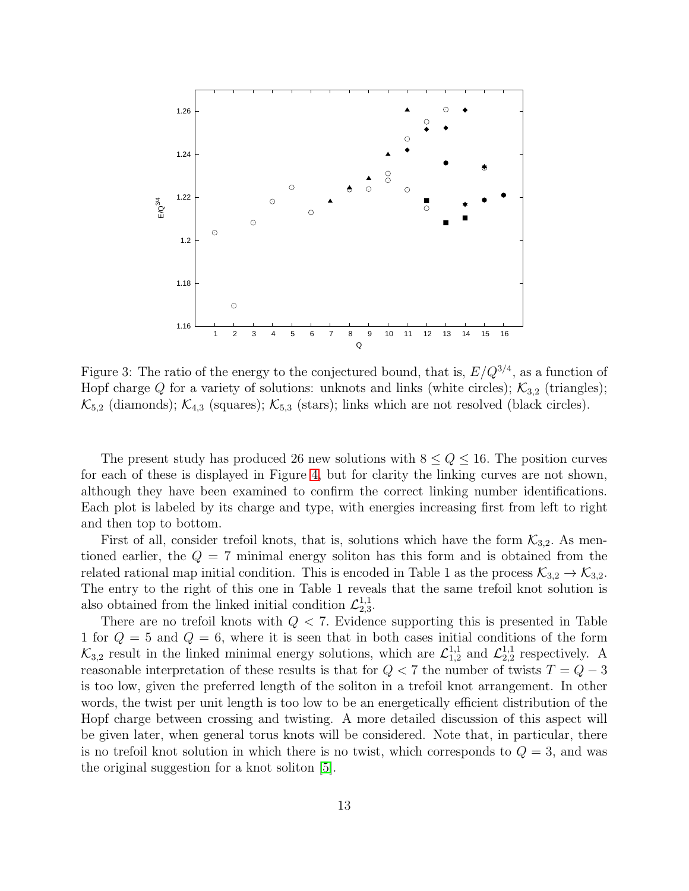Figure 3: The ratio of the energy to the conjectured bound, that is, $E/Q^{3/4}$, as a function of Hopf charge $Q$ for a variety of solutions: unknots and links (white circles); $\mathcal{K}_{3,2}$ (triangles); $\mathcal{K}_{5,2}$ (diamonds); $\mathcal{K}_{4,3}$ (squares); $\mathcal{K}_{5,3}$ (stars); links which are not resolved (black circles).

The present study has produced 26 new solutions with $8 \leq Q \leq 16$. The position curves for each of these is displayed in Figure 4, but for clarity the linking curves are not shown, although they have been examined to confirm the correct linking number identifications. Each plot is labeled by its charge and type, with energies increasing first from left to right and then top to bottom.

First of all, consider trefoil knots, that is, solutions which have the form $\mathcal{K}_{3,2}$. As mentioned earlier, the $Q = 7$ minimal energy soliton has this form and is obtained from the related rational map initial condition. This is encoded in Table 1 as the process $\mathcal{K}_{3,2} \to \mathcal{K}_{3,2}$. The entry to the right of this one in Table 1 reveals that the same trefoil knot solution is also obtained from the linked initial condition $\mathcal{L}^{1,1}_{2,3}$.

There are no trefoil knots with $Q < 7$. Evidence supporting this is presented in Table 1 for $Q = 5$ and $Q = 6$, where it is seen that in both cases initial conditions of the form $\mathcal{K}_{3,2}$ result in the linked minimal energy solutions, which are $\mathcal{L}^{1,1}_{1,2}$ and $\mathcal{L}^{1,1}_{2,2}$ respectively. A reasonable interpretation of these results is that for $Q < 7$ the number of twists $T = Q - 3$ is too low, given the preferred length of the soliton in a trefoil knot arrangement. In other words, the twist per unit length is too low to be an energetically efficient distribution of the Hopf charge between crossing and twisting. A more detailed discussion of this aspect will be given later, when general torus knots will be considered. Note that, in particular, there is no trefoil knot solution in which there is no twist, which corresponds to $Q = 3$, and was the original suggestion for a knot soliton [5].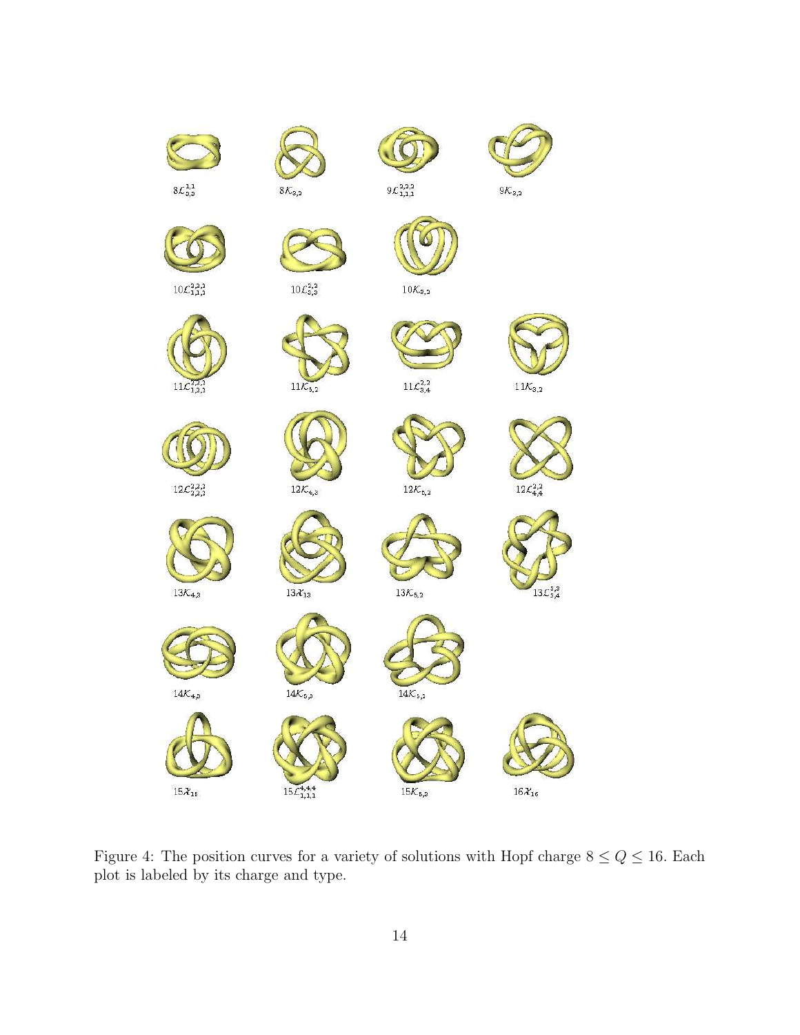$8\mathcal{L}^{1,1}_{3,3}$ $8\mathcal{K}_{3,2}$ $9\mathcal{L}^{2,2,2}_{1,1,1}$ $9\mathcal{K}_{3,2}$

$10\mathcal{L}^{2,2,2}_{1,1,2}$ $10\mathcal{L}^{2,2}_{3,3}$ $10\mathcal{K}_{3,2}$

$11\mathcal{L}^{2,2,2}_{1,2,2}$ $11\mathcal{K}_{5,2}$ $11\mathcal{L}^{2,2}_{3,4}$ $11\mathcal{K}_{3,2}$

$12\mathcal{L}^{2,2,2}_{2,2,2}$ $12\mathcal{K}_{4,3}$ $12\mathcal{K}_{5,2}$ $12\mathcal{L}^{2,2}_{4,4}$

$13\mathcal{K}_{4,3}$ $13\mathcal{X}_{13}$ $13\mathcal{K}_{5,2}$ $13\mathcal{L}^{2,2}_{3,4}$

$14\mathcal{K}_{4,3}$ $14\mathcal{K}_{5,3}$ $14\mathcal{K}_{5,2}$

$15\mathcal{X}_{15}$ $15\mathcal{L}^{4,4,4}_{1,1,1}$ $15\mathcal{K}_{5,3}$ $16\mathcal{X}_{16}$

Figure 4: The position curves for a variety of solutions with Hopf charge $8 \leq Q \leq 16$. Each plot is labeled by its charge and type.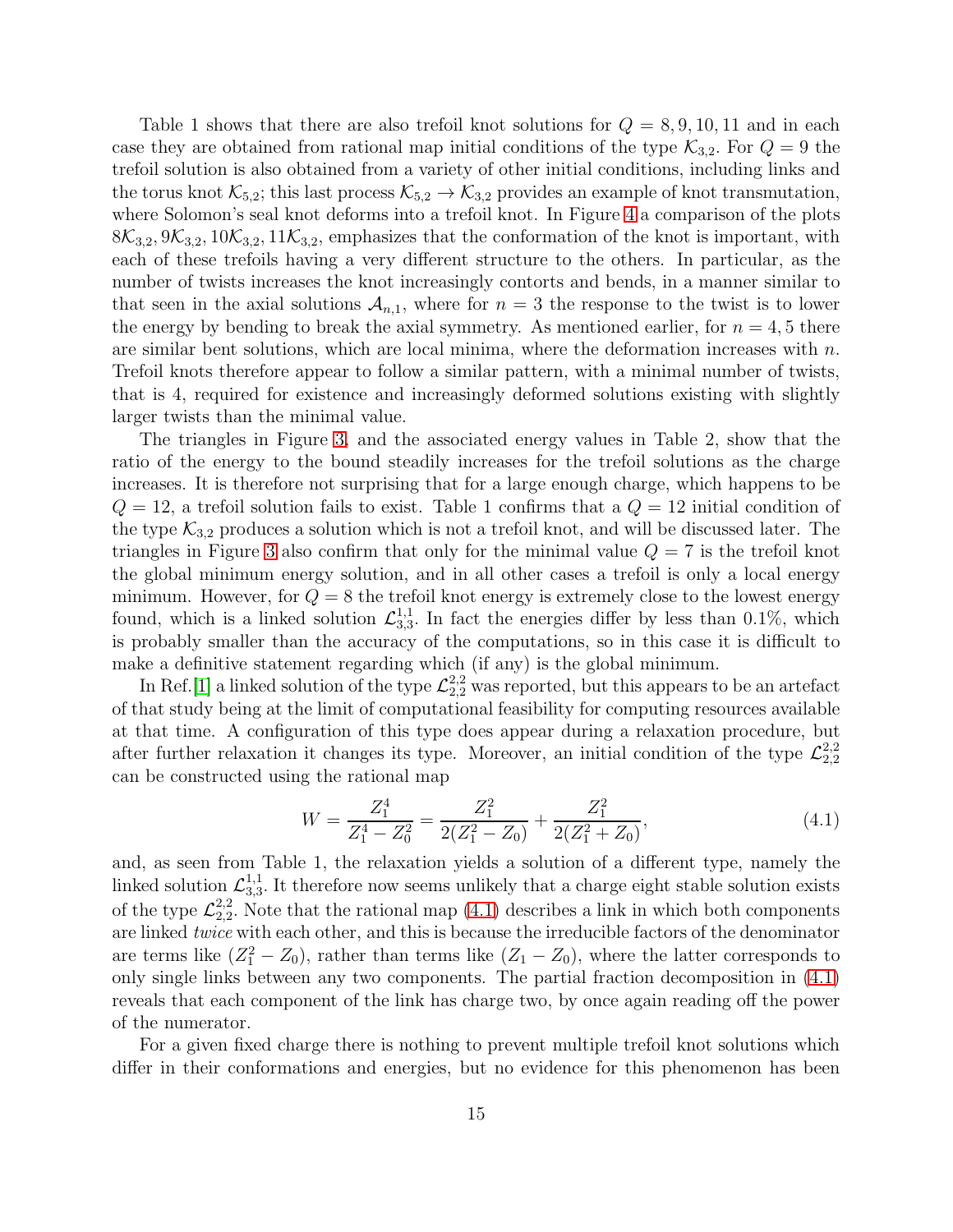Table 1 shows that there are also trefoil knot solutions for $Q = 8, 9, 10, 11$ and in each case they are obtained from rational map initial conditions of the type $\mathcal{K}_{3,2}$. For $Q = 9$ the trefoil solution is also obtained from a variety of other initial conditions, including links and the torus knot $\mathcal{K}_{5,2}$; this last process $\mathcal{K}_{5,2} \to \mathcal{K}_{3,2}$ provides an example of knot transmutation, where Solomon's seal knot deforms into a trefoil knot. In Figure 4 a comparison of the plots $8\mathcal{K}_{3,2}, 9\mathcal{K}_{3,2}, 10\mathcal{K}_{3,2}, 11\mathcal{K}_{3,2}$, emphasizes that the conformation of the knot is important, with each of these trefoils having a very different structure to the others. In particular, as the number of twists increases the knot increasingly contorts and bends, in a manner similar to that seen in the axial solutions $\mathcal{A}_{n,1}$, where for $n = 3$ the response to the twist is to lower the energy by bending to break the axial symmetry. As mentioned earlier, for $n = 4, 5$ there are similar bent solutions, which are local minima, where the deformation increases with $n$. Trefoil knots therefore appear to follow a similar pattern, with a minimal number of twists, that is 4, required for existence and increasingly deformed solutions existing with slightly larger twists than the minimal value.

The triangles in Figure 3, and the associated energy values in Table 2, show that the ratio of the energy to the bound steadily increases for the trefoil solutions as the charge increases. It is therefore not surprising that for a large enough charge, which happens to be $Q = 12$, a trefoil solution fails to exist. Table 1 confirms that a $Q = 12$ initial condition of the type $\mathcal{K}_{3,2}$ produces a solution which is not a trefoil knot, and will be discussed later. The triangles in Figure 3 also confirm that only for the minimal value $Q = 7$ is the trefoil knot the global minimum energy solution, and in all other cases a trefoil is only a local energy minimum. However, for $Q = 8$ the trefoil knot energy is extremely close to the lowest energy found, which is a linked solution $\mathcal{L}^{1,1}_{3,3}$. In fact the energies differ by less than 0.1%, which is probably smaller than the accuracy of the computations, so in this case it is difficult to make a definitive statement regarding which (if any) is the global minimum.

In Ref.[1] a linked solution of the type $\mathcal{L}^{2,2}_{2,2}$ was reported, but this appears to be an artefact of that study being at the limit of computational feasibility for computing resources available at that time. A configuration of this type does appear during a relaxation procedure, but after further relaxation it changes its type. Moreover, an initial condition of the type $\mathcal{L}^{2,2}_{2,2}$ can be constructed using the rational map

$$W = \frac{Z_1^4}{Z_1^4 - Z_0^2} = \frac{Z_1^2}{2(Z_1^2 - Z_0)} + \frac{Z_1^2}{2(Z_1^2 + Z_0)}, \tag{4.1}$$

and, as seen from Table 1, the relaxation yields a solution of a different type, namely the linked solution $\mathcal{L}^{1,1}_{3,3}$. It therefore now seems unlikely that a charge eight stable solution exists of the type $\mathcal{L}^{2,2}_{2,2}$. Note that the rational map (4.1) describes a link in which both components are linked *twice* with each other, and this is because the irreducible factors of the denominator are terms like $(Z_1^2 - Z_0)$, rather than terms like $(Z_1 - Z_0)$, where the latter corresponds to only single links between any two components. The partial fraction decomposition in (4.1) reveals that each component of the link has charge two, by once again reading off the power of the numerator.

For a given fixed charge there is nothing to prevent multiple trefoil knot solutions which differ in their conformations and energies, but no evidence for this phenomenon has been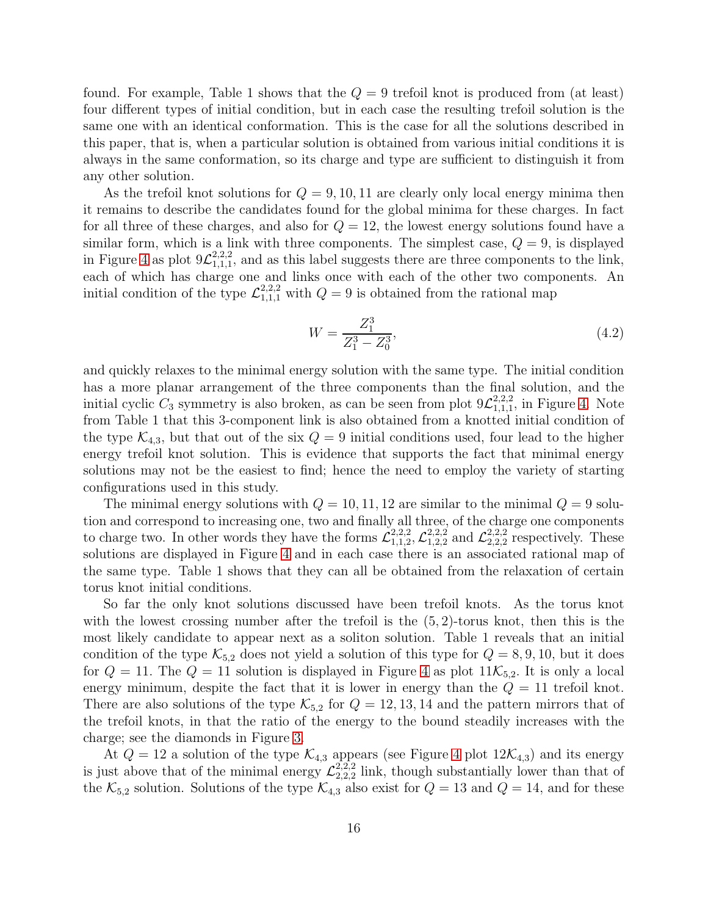found. For example, Table 1 shows that the $Q = 9$ trefoil knot is produced from (at least) four different types of initial condition, but in each case the resulting trefoil solution is the same one with an identical conformation. This is the case for all the solutions described in this paper, that is, when a particular solution is obtained from various initial conditions it is always in the same conformation, so its charge and type are sufficient to distinguish it from any other solution.

As the trefoil knot solutions for $Q = 9, 10, 11$ are clearly only local energy minima then it remains to describe the candidates found for the global minima for these charges. In fact for all three of these charges, and also for $Q = 12$, the lowest energy solutions found have a similar form, which is a link with three components. The simplest case, $Q = 9$, is displayed in Figure 4 as plot $9\mathcal{L}^{2,2,2}_{1,1,1}$, and as this label suggests there are three components to the link, each of which has charge one and links once with each of the other two components. An initial condition of the type $\mathcal{L}^{2,2,2}_{1,1,1}$ with $Q = 9$ is obtained from the rational map

$$W = \frac{Z_1^3}{Z_1^3 - Z_0^3}, \tag{4.2}$$

and quickly relaxes to the minimal energy solution with the same type. The initial condition has a more planar arrangement of the three components than the final solution, and the initial cyclic $C_3$ symmetry is also broken, as can be seen from plot $9\mathcal{L}^{2,2,2}_{1,1,1}$, in Figure 4. Note from Table 1 that this 3-component link is also obtained from a knotted initial condition of the type $\mathcal{K}_{4,3}$, but that out of the six $Q = 9$ initial conditions used, four lead to the higher energy trefoil knot solution. This is evidence that supports the fact that minimal energy solutions may not be the easiest to find; hence the need to employ the variety of starting configurations used in this study.

The minimal energy solutions with $Q = 10, 11, 12$ are similar to the minimal $Q = 9$ solution and correspond to increasing one, two and finally all three, of the charge one components to charge two. In other words they have the forms $\mathcal{L}^{2,2,2}_{1,1,2}$, $\mathcal{L}^{2,2,2}_{1,2,2}$ and $\mathcal{L}^{2,2,2}_{2,2,2}$ respectively. These solutions are displayed in Figure 4 and in each case there is an associated rational map of the same type. Table 1 shows that they can all be obtained from the relaxation of certain torus knot initial conditions.

So far the only knot solutions discussed have been trefoil knots. As the torus knot with the lowest crossing number after the trefoil is the $(5, 2)$-torus knot, then this is the most likely candidate to appear next as a soliton solution. Table 1 reveals that an initial condition of the type $\mathcal{K}_{5,2}$ does not yield a solution of this type for $Q = 8, 9, 10$, but it does for $Q = 11$. The $Q = 11$ solution is displayed in Figure 4 as plot $11\mathcal{K}_{5,2}$. It is only a local energy minimum, despite the fact that it is lower in energy than the $Q = 11$ trefoil knot. There are also solutions of the type $\mathcal{K}_{5,2}$ for $Q = 12, 13, 14$ and the pattern mirrors that of the trefoil knots, in that the ratio of the energy to the bound steadily increases with the charge; see the diamonds in Figure 3.

At $Q = 12$ a solution of the type $\mathcal{K}_{4,3}$ appears (see Figure 4 plot $12\mathcal{K}_{4,3}$) and its energy is just above that of the minimal energy $\mathcal{L}^{2,2,2}_{2,2,2}$ link, though substantially lower than that of the $\mathcal{K}_{5,2}$ solution. Solutions of the type $\mathcal{K}_{4,3}$ also exist for $Q = 13$ and $Q = 14$, and for these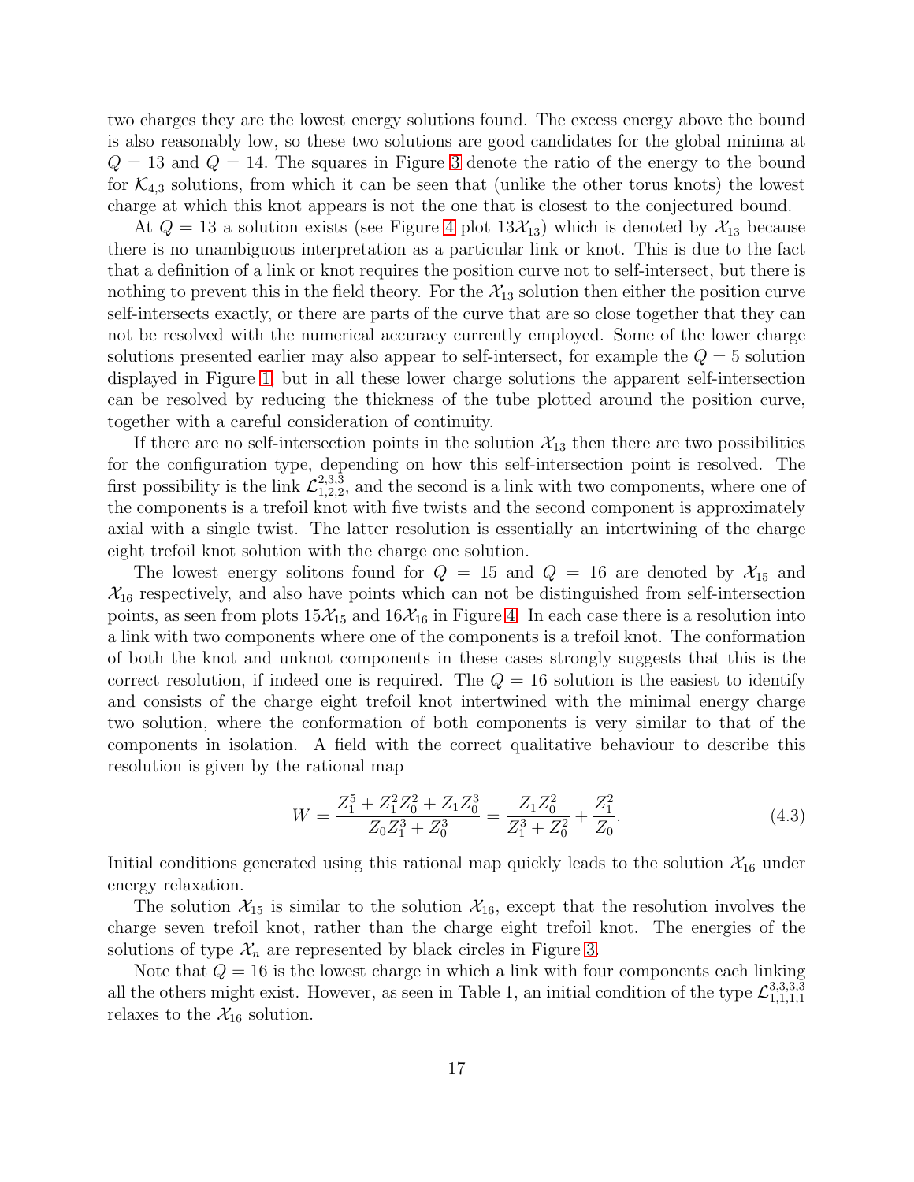two charges they are the lowest energy solutions found. The excess energy above the bound is also reasonably low, so these two solutions are good candidates for the global minima at $Q = 13$ and $Q = 14$. The squares in Figure 3 denote the ratio of the energy to the bound for $\mathcal{K}_{4,3}$ solutions, from which it can be seen that (unlike the other torus knots) the lowest charge at which this knot appears is not the one that is closest to the conjectured bound.

At $Q = 13$ a solution exists (see Figure 4 plot $13\mathcal{X}_{13}$) which is denoted by $\mathcal{X}_{13}$ because there is no unambiguous interpretation as a particular link or knot. This is due to the fact that a definition of a link or knot requires the position curve not to self-intersect, but there is nothing to prevent this in the field theory. For the $\mathcal{X}_{13}$ solution then either the position curve self-intersects exactly, or there are parts of the curve that are so close together that they can not be resolved with the numerical accuracy currently employed. Some of the lower charge solutions presented earlier may also appear to self-intersect, for example the $Q = 5$ solution displayed in Figure 1, but in all these lower charge solutions the apparent self-intersection can be resolved by reducing the thickness of the tube plotted around the position curve, together with a careful consideration of continuity.

If there are no self-intersection points in the solution $\mathcal{X}_{13}$ then there are two possibilities for the configuration type, depending on how this self-intersection point is resolved. The first possibility is the link $\mathcal{L}^{2,3,3}_{1,2,2}$, and the second is a link with two components, where one of the components is a trefoil knot with five twists and the second component is approximately axial with a single twist. The latter resolution is essentially an intertwining of the charge eight trefoil knot solution with the charge one solution.

The lowest energy solitons found for $Q = 15$ and $Q = 16$ are denoted by $\mathcal{X}_{15}$ and $\mathcal{X}_{16}$ respectively, and also have points which can not be distinguished from self-intersection points, as seen from plots $15\mathcal{X}_{15}$ and $16\mathcal{X}_{16}$ in Figure 4. In each case there is a resolution into a link with two components where one of the components is a trefoil knot. The conformation of both the knot and unknot components in these cases strongly suggests that this is the correct resolution, if indeed one is required. The $Q = 16$ solution is the easiest to identify and consists of the charge eight trefoil knot intertwined with the minimal energy charge two solution, where the conformation of both components is very similar to that of the components in isolation. A field with the correct qualitative behaviour to describe this resolution is given by the rational map

$$W = \frac{Z_1^5 + Z_1^2 Z_0^2 + Z_1 Z_0^3}{Z_0 Z_1^3 + Z_0^3} = \frac{Z_1 Z_0^2}{Z_1^3 + Z_0^2} + \frac{Z_1^2}{Z_0}. \tag{4.3}$$

Initial conditions generated using this rational map quickly leads to the solution $\mathcal{X}_{16}$ under energy relaxation.

The solution $\mathcal{X}_{15}$ is similar to the solution $\mathcal{X}_{16}$, except that the resolution involves the charge seven trefoil knot, rather than the charge eight trefoil knot. The energies of the solutions of type $\mathcal{X}_n$ are represented by black circles in Figure 3.

Note that $Q = 16$ is the lowest charge in which a link with four components each linking all the others might exist. However, as seen in Table 1, an initial condition of the type $\mathcal{L}^{3,3,3,3}_{1,1,1,1}$ relaxes to the $\mathcal{X}_{16}$ solution.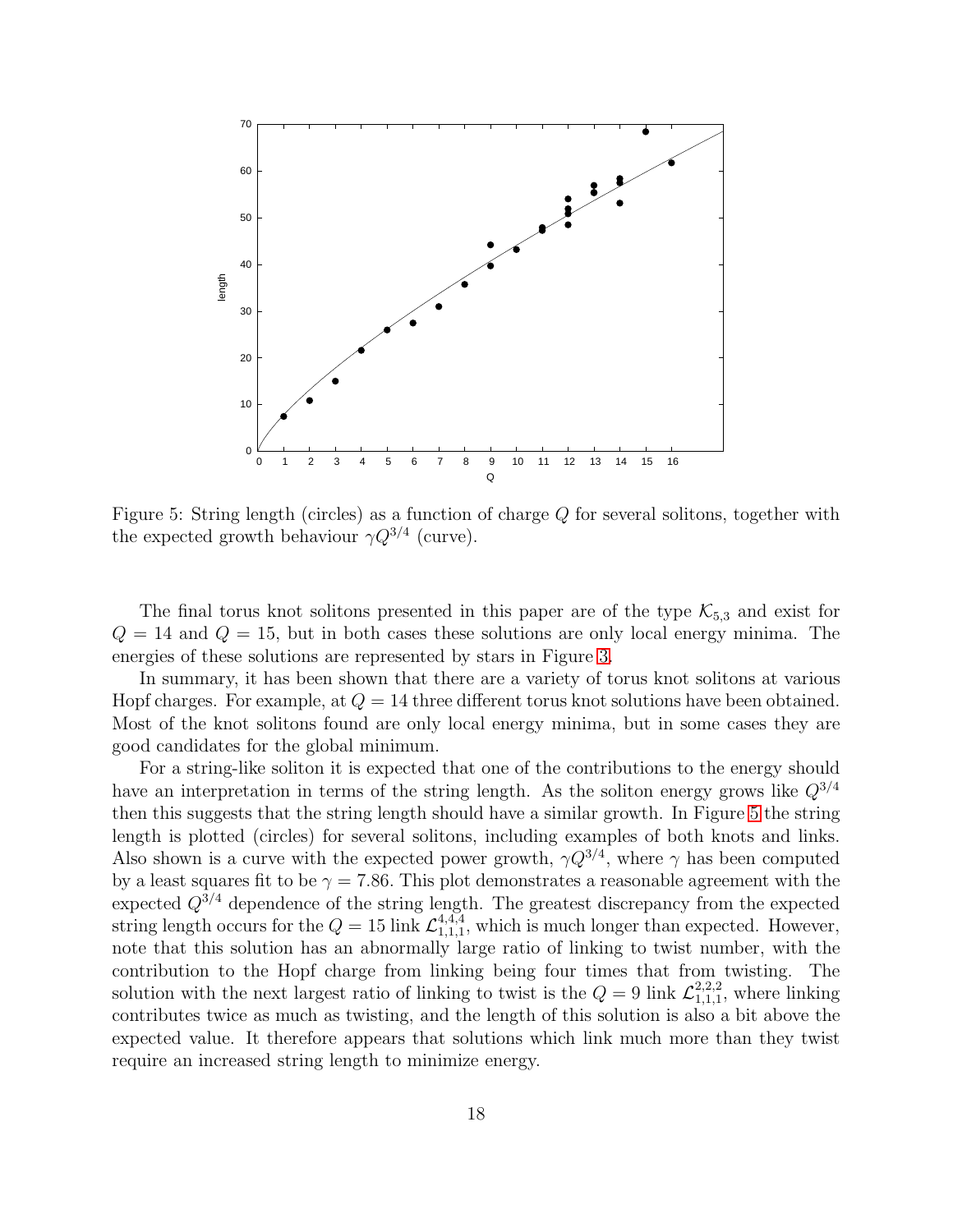Figure 5: String length (circles) as a function of charge $Q$ for several solitons, together with the expected growth behaviour $\gamma Q^{3/4}$ (curve).

The final torus knot solitons presented in this paper are of the type $\mathcal{K}_{5,3}$ and exist for $Q = 14$ and $Q = 15$, but in both cases these solutions are only local energy minima. The energies of these solutions are represented by stars in Figure 3.

In summary, it has been shown that there are a variety of torus knot solitons at various Hopf charges. For example, at $Q = 14$ three different torus knot solutions have been obtained. Most of the knot solitons found are only local energy minima, but in some cases they are good candidates for the global minimum.

For a string-like soliton it is expected that one of the contributions to the energy should have an interpretation in terms of the string length. As the soliton energy grows like $Q^{3/4}$ then this suggests that the string length should have a similar growth. In Figure 5 the string length is plotted (circles) for several solitons, including examples of both knots and links. Also shown is a curve with the expected power growth, $\gamma Q^{3/4}$, where $\gamma$ has been computed by a least squares fit to be $\gamma = 7.86$. This plot demonstrates a reasonable agreement with the expected $Q^{3/4}$ dependence of the string length. The greatest discrepancy from the expected string length occurs for the $Q = 15$ link $\mathcal{L}^{4,4,4}_{1,1,1}$, which is much longer than expected. However, note that this solution has an abnormally large ratio of linking to twist number, with the contribution to the Hopf charge from linking being four times that from twisting. The solution with the next largest ratio of linking to twist is the $Q = 9$ link $\mathcal{L}^{2,2,2}_{1,1,1}$, where linking contributes twice as much as twisting, and the length of this solution is also a bit above the expected value. It therefore appears that solutions which link much more than they twist require an increased string length to minimize energy.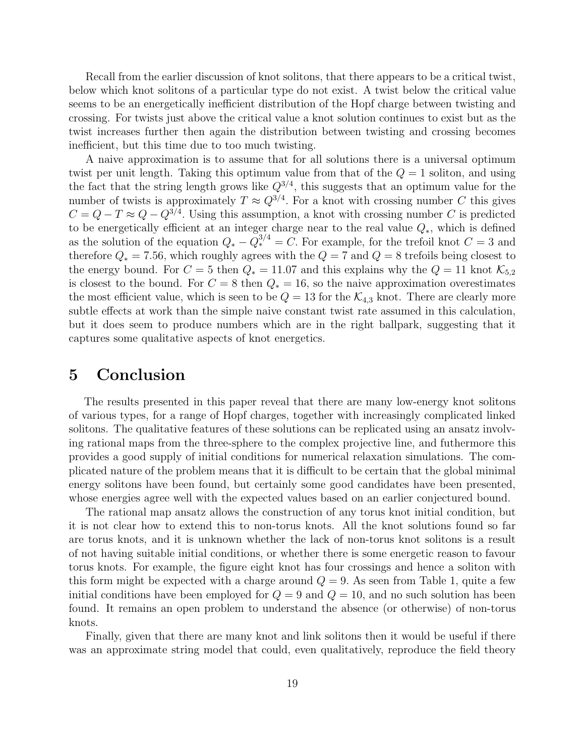Recall from the earlier discussion of knot solitons, that there appears to be a critical twist, below which knot solitons of a particular type do not exist. A twist below the critical value seems to be an energetically inefficient distribution of the Hopf charge between twisting and crossing. For twists just above the critical value a knot solution continues to exist but as the twist increases further then again the distribution between twisting and crossing becomes inefficient, but this time due to too much twisting.

A naive approximation is to assume that for all solutions there is a universal optimum twist per unit length. Taking this optimum value from that of the $Q = 1$ soliton, and using the fact that the string length grows like $Q^{3/4}$, this suggests that an optimum value for the number of twists is approximately $T \approx Q^{3/4}$. For a knot with crossing number $C$ this gives $C = Q - T \approx Q - Q^{3/4}$. Using this assumption, a knot with crossing number $C$ is predicted to be energetically efficient at an integer charge near to the real value $Q_*$, which is defined as the solution of the equation $Q_* - Q_*^{3/4} = C$. For example, for the trefoil knot $C = 3$ and therefore $Q_* = 7.56$, which roughly agrees with the $Q = 7$ and $Q = 8$ trefoils being closest to the energy bound. For $C = 5$ then $Q_* = 11.07$ and this explains why the $Q = 11$ knot $\mathcal{K}_{5,2}$ is closest to the bound. For $C = 8$ then $Q_* = 16$, so the naive approximation overestimates the most efficient value, which is seen to be $Q = 13$ for the $\mathcal{K}_{4,3}$ knot. There are clearly more subtle effects at work than the simple naive constant twist rate assumed in this calculation, but it does seem to produce numbers which are in the right ballpark, suggesting that it captures some qualitative aspects of knot energetics.

# 5 Conclusion

The results presented in this paper reveal that there are many low-energy knot solitons of various types, for a range of Hopf charges, together with increasingly complicated linked solitons. The qualitative features of these solutions can be replicated using an ansatz involving rational maps from the three-sphere to the complex projective line, and futhermore this provides a good supply of initial conditions for numerical relaxation simulations. The complicated nature of the problem means that it is difficult to be certain that the global minimal energy solitons have been found, but certainly some good candidates have been presented, whose energies agree well with the expected values based on an earlier conjectured bound.

The rational map ansatz allows the construction of any torus knot initial condition, but it is not clear how to extend this to non-torus knots. All the knot solutions found so far are torus knots, and it is unknown whether the lack of non-torus knot solitons is a result of not having suitable initial conditions, or whether there is some energetic reason to favour torus knots. For example, the figure eight knot has four crossings and hence a soliton with this form might be expected with a charge around $Q = 9$. As seen from Table 1, quite a few initial conditions have been employed for $Q = 9$ and $Q = 10$, and no such solution has been found. It remains an open problem to understand the absence (or otherwise) of non-torus knots.

Finally, given that there are many knot and link solitons then it would be useful if there was an approximate string model that could, even qualitatively, reproduce the field theory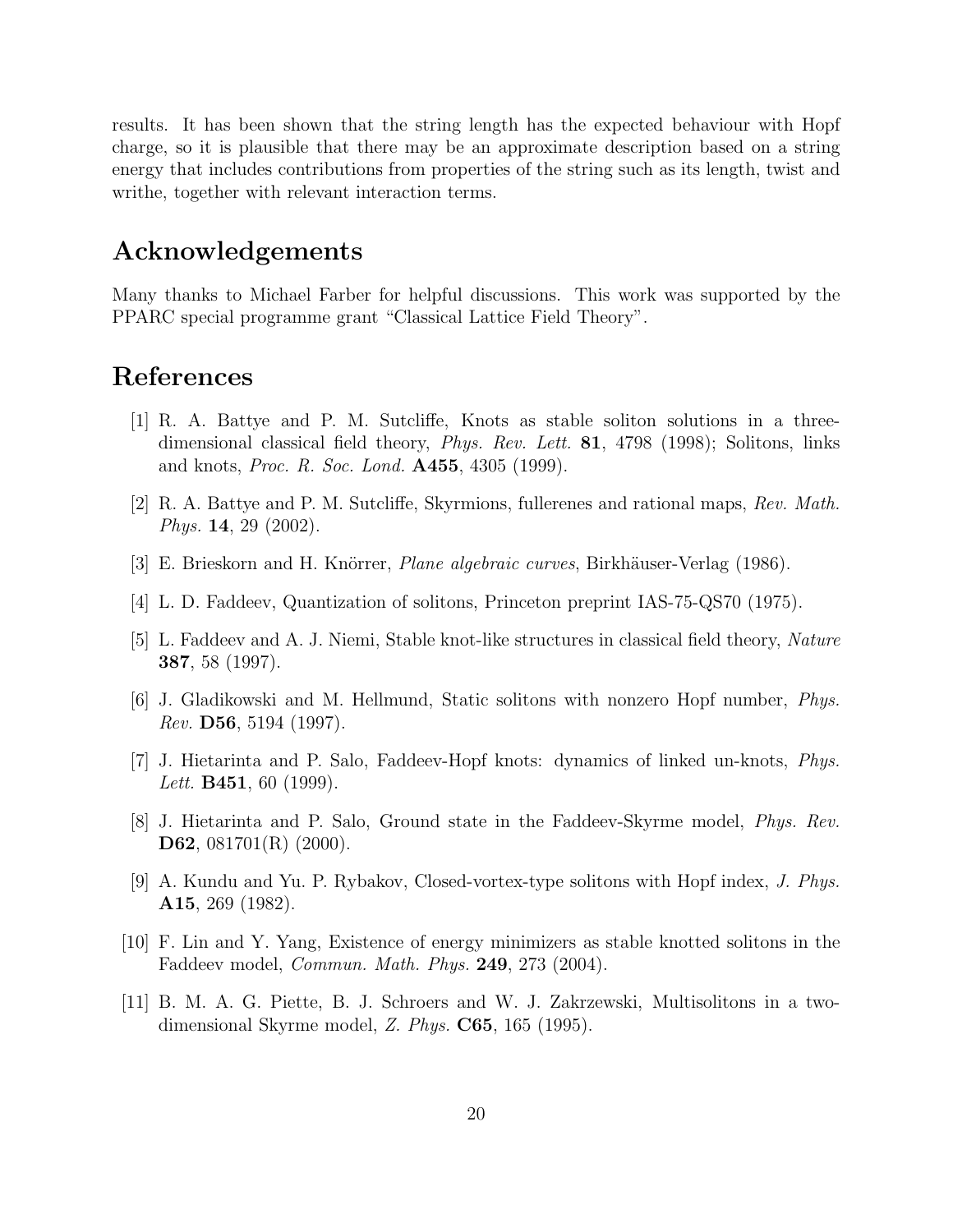results. It has been shown that the string length has the expected behaviour with Hopf charge, so it is plausible that there may be an approximate description based on a string energy that includes contributions from properties of the string such as its length, twist and writhe, together with relevant interaction terms.

## Acknowledgements

Many thanks to Michael Farber for helpful discussions. This work was supported by the PPARC special programme grant "Classical Lattice Field Theory".

## References

[1] R. A. Battye and P. M. Sutcliffe, Knots as stable soliton solutions in a three-dimensional classical field theory, *Phys. Rev. Lett.* **81**, 4798 (1998); Solitons, links and knots, *Proc. R. Soc. Lond.* **A455**, 4305 (1999).

[2] R. A. Battye and P. M. Sutcliffe, Skyrmions, fullerenes and rational maps, *Rev. Math. Phys.* **14**, 29 (2002).

[3] E. Brieskorn and H. Knörrer, *Plane algebraic curves*, Birkhäuser-Verlag (1986).

[4] L. D. Faddeev, Quantization of solitons, Princeton preprint IAS-75-QS70 (1975).

[5] L. Faddeev and A. J. Niemi, Stable knot-like structures in classical field theory, *Nature* **387**, 58 (1997).

[6] J. Gladikowski and M. Hellmund, Static solitons with nonzero Hopf number, *Phys. Rev.* **D56**, 5194 (1997).

[7] J. Hietarinta and P. Salo, Faddeev-Hopf knots: dynamics of linked un-knots, *Phys. Lett.* **B451**, 60 (1999).

[8] J. Hietarinta and P. Salo, Ground state in the Faddeev-Skyrme model, *Phys. Rev.* **D62**, 081701(R) (2000).

[9] A. Kundu and Yu. P. Rybakov, Closed-vortex-type solitons with Hopf index, *J. Phys.* **A15**, 269 (1982).

[10] F. Lin and Y. Yang, Existence of energy minimizers as stable knotted solitons in the Faddeev model, *Commun. Math. Phys.* **249**, 273 (2004).

[11] B. M. A. G. Piette, B. J. Schroers and W. J. Zakrzewski, Multisolitons in a two-dimensional Skyrme model, *Z. Phys.* **C65**, 165 (1995).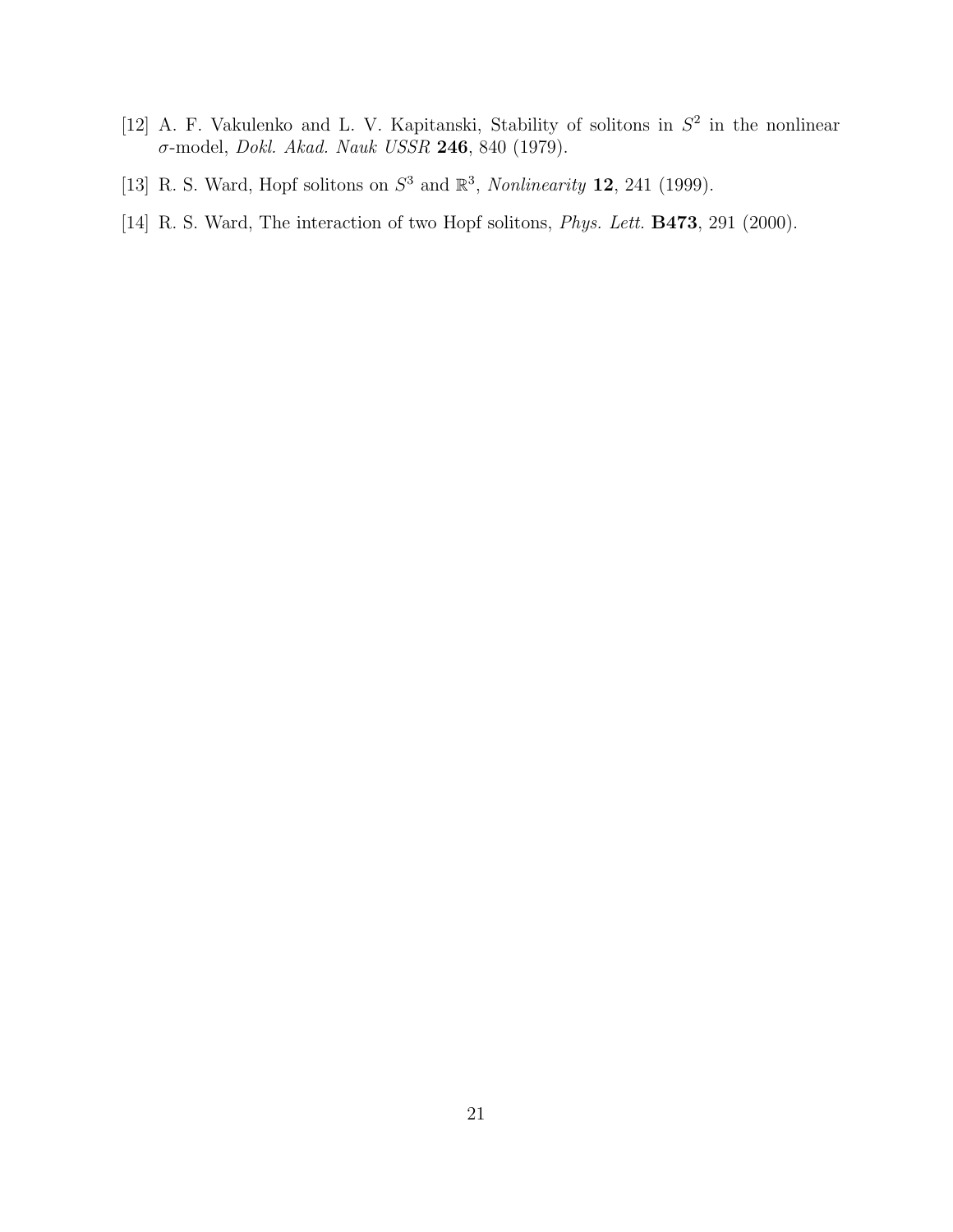[12] A. F. Vakulenko and L. V. Kapitanski, Stability of solitons in $S^2$ in the nonlinear $\sigma$-model, *Dokl. Akad. Nauk USSR* **246**, 840 (1979).

[13] R. S. Ward, Hopf solitons on $S^3$ and $\mathbb{R}^3$, *Nonlinearity* **12**, 241 (1999).

[14] R. S. Ward, The interaction of two Hopf solitons, *Phys. Lett.* **B473**, 291 (2000).